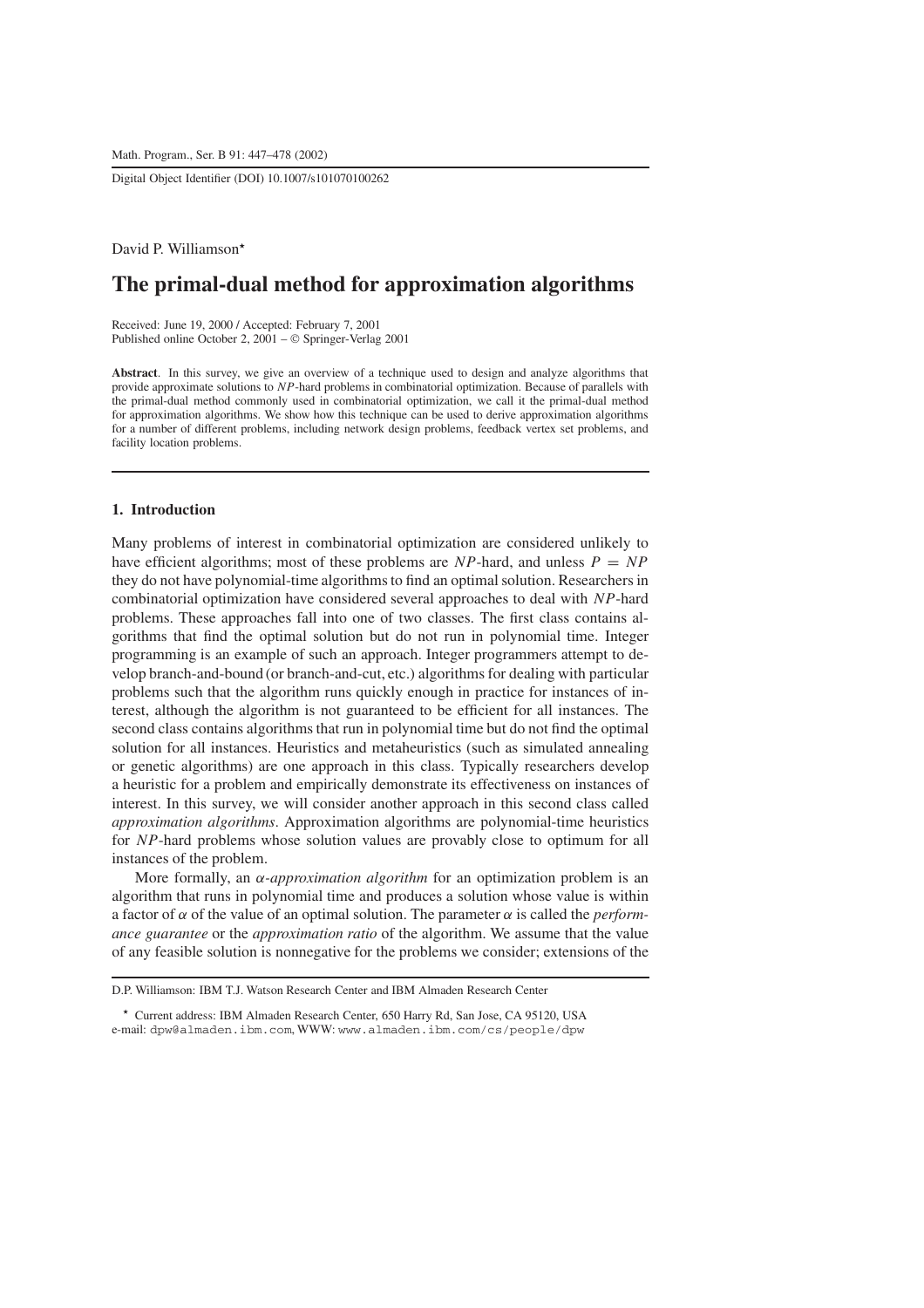David P. Williamson*

# The primal-dual method for approximation algorithms

Received: June 19, 2000 / Accepted: February 7, 2001
Published online October 2, 2001 – © Springer-Verlag 2001

**Abstract**. In this survey, we give an overview of a technique used to design and analyze algorithms that provide approximate solutions to $NP$-hard problems in combinatorial optimization. Because of parallels with the primal-dual method commonly used in combinatorial optimization, we call it the primal-dual method for approximation algorithms. We show how this technique can be used to derive approximation algorithms for a number of different problems, including network design problems, feedback vertex set problems, and facility location problems.

## 1. Introduction

Many problems of interest in combinatorial optimization are considered unlikely to have efficient algorithms; most of these problems are $NP$-hard, and unless $P = NP$ they do not have polynomial-time algorithms to find an optimal solution. Researchers in combinatorial optimization have considered several approaches to deal with $NP$-hard problems. These approaches fall into one of two classes. The first class contains algorithms that find the optimal solution but do not run in polynomial time. Integer programming is an example of such an approach. Integer programmers attempt to develop branch-and-bound (or branch-and-cut, etc.) algorithms for dealing with particular problems such that the algorithm runs quickly enough in practice for instances of interest, although the algorithm is not guaranteed to be efficient for all instances. The second class contains algorithms that run in polynomial time but do not find the optimal solution for all instances. Heuristics and metaheuristics (such as simulated annealing or genetic algorithms) are one approach in this class. Typically researchers develop a heuristic for a problem and empirically demonstrate its effectiveness on instances of interest. In this survey, we will consider another approach in this second class called *approximation algorithms*. Approximation algorithms are polynomial-time heuristics for $NP$-hard problems whose solution values are provably close to optimum for all instances of the problem.

More formally, an *$\alpha$-approximation algorithm* for an optimization problem is an algorithm that runs in polynomial time and produces a solution whose value is within a factor of $\alpha$ of the value of an optimal solution. The parameter $\alpha$ is called the *performance guarantee* or the *approximation ratio* of the algorithm. We assume that the value of any feasible solution is nonnegative for the problems we consider; extensions of the

---

D.P. Williamson: IBM T.J. Watson Research Center and IBM Almaden Research Center

* Current address: IBM Almaden Research Center, 650 Harry Rd, San Jose, CA 95120, USA
e-mail: dpw@almaden.ibm.com, WWW: www.almaden.ibm.com/cs/people/dpw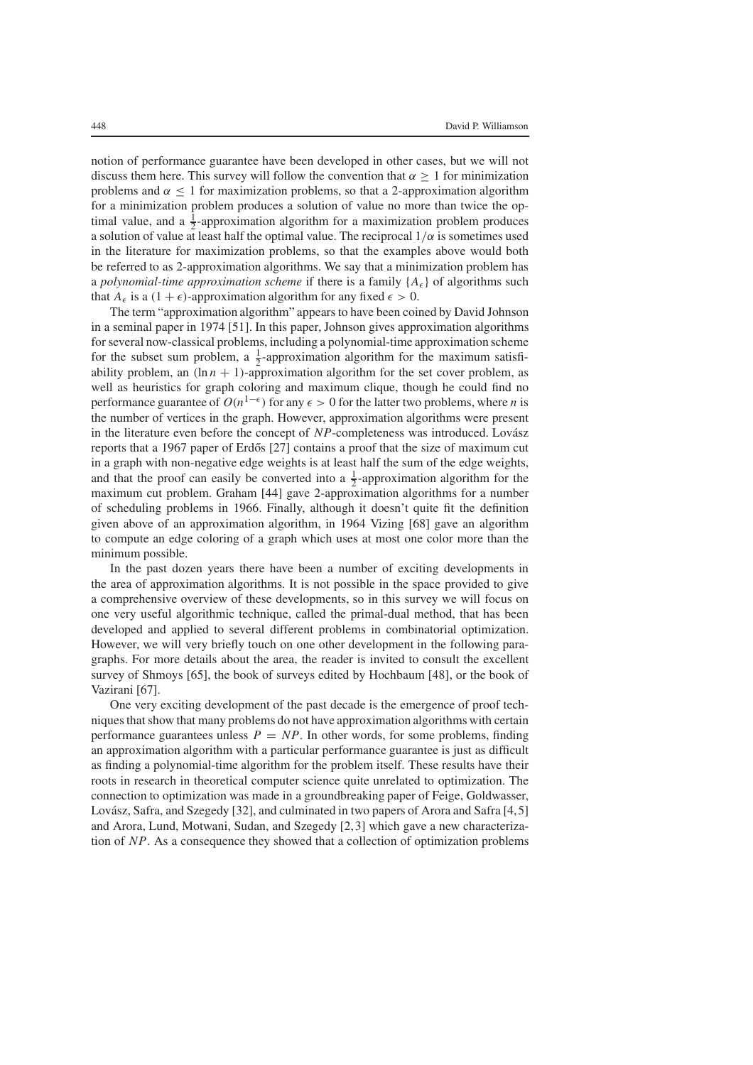notion of performance guarantee have been developed in other cases, but we will not discuss them here. This survey will follow the convention that $\alpha \geq 1$ for minimization problems and $\alpha \leq 1$ for maximization problems, so that a 2-approximation algorithm for a minimization problem produces a solution of value no more than twice the optimal value, and a $\frac{1}{2}$-approximation algorithm for a maximization problem produces a solution of value at least half the optimal value. The reciprocal $1/\alpha$ is sometimes used in the literature for maximization problems, so that the examples above would both be referred to as 2-approximation algorithms. We say that a minimization problem has a *polynomial-time approximation scheme* if there is a family $\{A_\epsilon\}$ of algorithms such that $A_\epsilon$ is a $(1+\epsilon)$-approximation algorithm for any fixed $\epsilon > 0$.

The term "approximation algorithm" appears to have been coined by David Johnson in a seminal paper in 1974 [51]. In this paper, Johnson gives approximation algorithms for several now-classical problems, including a polynomial-time approximation scheme for the subset sum problem, a $\frac{1}{2}$-approximation algorithm for the maximum satisfiability problem, an $(\ln n + 1)$-approximation algorithm for the set cover problem, as well as heuristics for graph coloring and maximum clique, though he could find no performance guarantee of $O(n^{1-\epsilon})$ for any $\epsilon > 0$ for the latter two problems, where $n$ is the number of vertices in the graph. However, approximation algorithms were present in the literature even before the concept of $NP$-completeness was introduced. Lovász reports that a 1967 paper of Erdős [27] contains a proof that the size of maximum cut in a graph with non-negative edge weights is at least half the sum of the edge weights, and that the proof can easily be converted into a $\frac{1}{2}$-approximation algorithm for the maximum cut problem. Graham [44] gave 2-approximation algorithms for a number of scheduling problems in 1966. Finally, although it doesn't quite fit the definition given above of an approximation algorithm, in 1964 Vizing [68] gave an algorithm to compute an edge coloring of a graph which uses at most one color more than the minimum possible.

In the past dozen years there have been a number of exciting developments in the area of approximation algorithms. It is not possible in the space provided to give a comprehensive overview of these developments, so in this survey we will focus on one very useful algorithmic technique, called the primal-dual method, that has been developed and applied to several different problems in combinatorial optimization. However, we will very briefly touch on one other development in the following paragraphs. For more details about the area, the reader is invited to consult the excellent survey of Shmoys [65], the book of surveys edited by Hochbaum [48], or the book of Vazirani [67].

One very exciting development of the past decade is the emergence of proof techniques that show that many problems do not have approximation algorithms with certain performance guarantees unless $P = NP$. In other words, for some problems, finding an approximation algorithm with a particular performance guarantee is just as difficult as finding a polynomial-time algorithm for the problem itself. These results have their roots in research in theoretical computer science quite unrelated to optimization. The connection to optimization was made in a groundbreaking paper of Feige, Goldwasser, Lovász, Safra, and Szegedy [32], and culminated in two papers of Arora and Safra [4,5] and Arora, Lund, Motwani, Sudan, and Szegedy [2,3] which gave a new characterization of $NP$. As a consequence they showed that a collection of optimization problems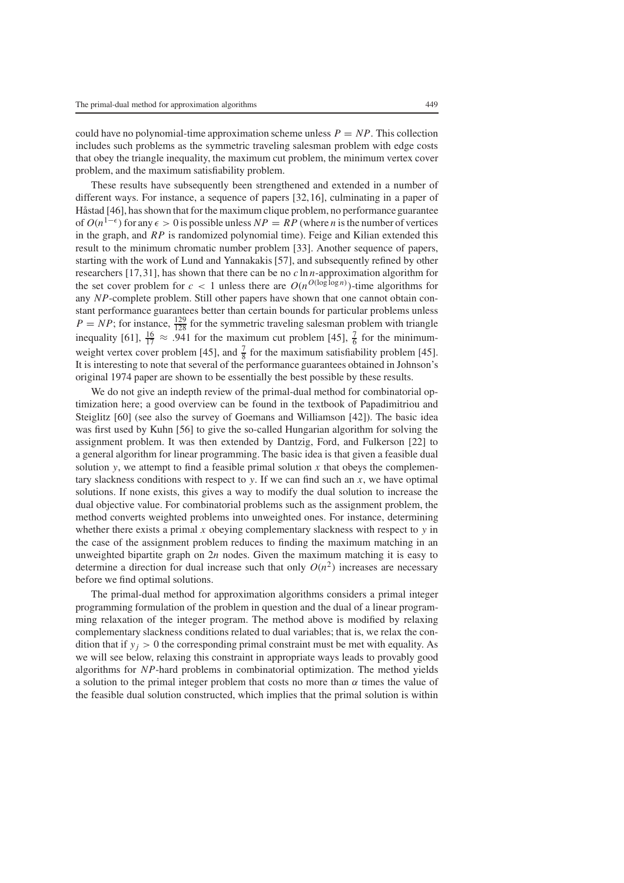could have no polynomial-time approximation scheme unless $P = NP$. This collection includes such problems as the symmetric traveling salesman problem with edge costs that obey the triangle inequality, the maximum cut problem, the minimum vertex cover problem, and the maximum satisfiability problem.

These results have subsequently been strengthened and extended in a number of different ways. For instance, a sequence of papers [32, 16], culminating in a paper of Håstad [46], has shown that for the maximum clique problem, no performance guarantee of $O(n^{1-\epsilon})$ for any $\epsilon > 0$ is possible unless $NP = RP$ (where $n$ is the number of vertices in the graph, and $RP$ is randomized polynomial time). Feige and Kilian extended this result to the minimum chromatic number problem [33]. Another sequence of papers, starting with the work of Lund and Yannakakis [57], and subsequently refined by other researchers [17, 31], has shown that there can be no $c \ln n$-approximation algorithm for the set cover problem for $c < 1$ unless there are $O(n^{O(\log \log n)})$-time algorithms for any $NP$-complete problem. Still other papers have shown that one cannot obtain constant performance guarantees better than certain bounds for particular problems unless $P = NP$; for instance, $\frac{129}{128}$ for the symmetric traveling salesman problem with triangle inequality [61], $\frac{16}{17} \approx .941$ for the maximum cut problem [45], $\frac{7}{6}$ for the minimum-weight vertex cover problem [45], and $\frac{7}{8}$ for the maximum satisfiability problem [45]. It is interesting to note that several of the performance guarantees obtained in Johnson's original 1974 paper are shown to be essentially the best possible by these results.

We do not give an indepth review of the primal-dual method for combinatorial optimization here; a good overview can be found in the textbook of Papadimitriou and Steiglitz [60] (see also the survey of Goemans and Williamson [42]). The basic idea was first used by Kuhn [56] to give the so-called Hungarian algorithm for solving the assignment problem. It was then extended by Dantzig, Ford, and Fulkerson [22] to a general algorithm for linear programming. The basic idea is that given a feasible dual solution $y$, we attempt to find a feasible primal solution $x$ that obeys the complementary slackness conditions with respect to $y$. If we can find such an $x$, we have optimal solutions. If none exists, this gives a way to modify the dual solution to increase the dual objective value. For combinatorial problems such as the assignment problem, the method converts weighted problems into unweighted ones. For instance, determining whether there exists a primal $x$ obeying complementary slackness with respect to $y$ in the case of the assignment problem reduces to finding the maximum matching in an unweighted bipartite graph on $2n$ nodes. Given the maximum matching it is easy to determine a direction for dual increase such that only $O(n^2)$ increases are necessary before we find optimal solutions.

The primal-dual method for approximation algorithms considers a primal integer programming formulation of the problem in question and the dual of a linear programming relaxation of the integer program. The method above is modified by relaxing complementary slackness conditions related to dual variables; that is, we relax the condition that if $y_j > 0$ the corresponding primal constraint must be met with equality. As we will see below, relaxing this constraint in appropriate ways leads to provably good algorithms for $NP$-hard problems in combinatorial optimization. The method yields a solution to the primal integer problem that costs no more than $\alpha$ times the value of the feasible dual solution constructed, which implies that the primal solution is within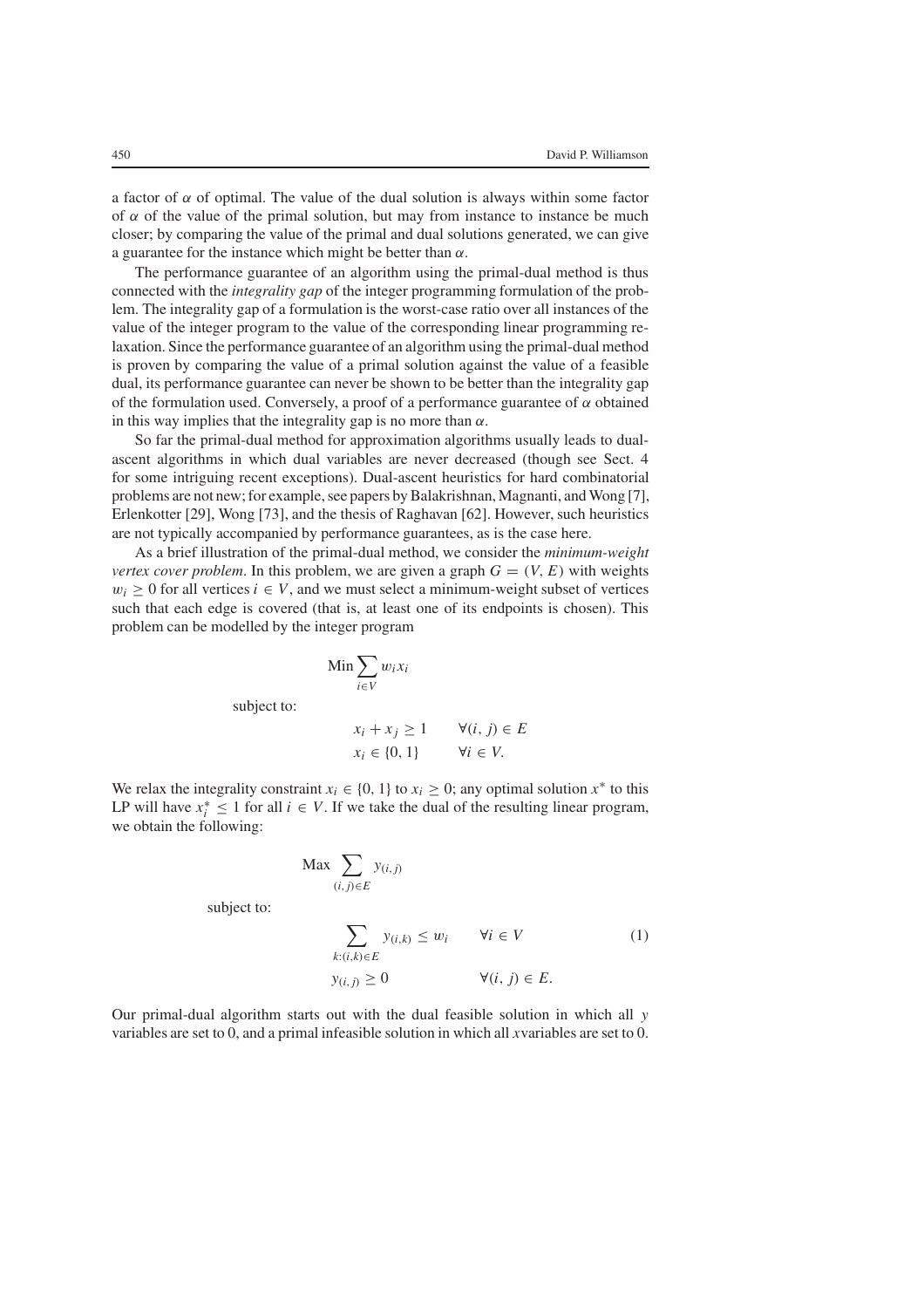a factor of $\alpha$ of optimal. The value of the dual solution is always within some factor of $\alpha$ of the value of the primal solution, but may from instance to instance be much closer; by comparing the value of the primal and dual solutions generated, we can give a guarantee for the instance which might be better than $\alpha$.

The performance guarantee of an algorithm using the primal-dual method is thus connected with the *integrality gap* of the integer programming formulation of the problem. The integrality gap of a formulation is the worst-case ratio over all instances of the value of the integer program to the value of the corresponding linear programming relaxation. Since the performance guarantee of an algorithm using the primal-dual method is proven by comparing the value of a primal solution against the value of a feasible dual, its performance guarantee can never be shown to be better than the integrality gap of the formulation used. Conversely, a proof of a performance guarantee of $\alpha$ obtained in this way implies that the integrality gap is no more than $\alpha$.

So far the primal-dual method for approximation algorithms usually leads to dual-ascent algorithms in which dual variables are never decreased (though see Sect. 4 for some intriguing recent exceptions). Dual-ascent heuristics for hard combinatorial problems are not new; for example, see papers by Balakrishnan, Magnanti, and Wong [7], Erlenkotter [29], Wong [73], and the thesis of Raghavan [62]. However, such heuristics are not typically accompanied by performance guarantees, as is the case here.

As a brief illustration of the primal-dual method, we consider the *minimum-weight vertex cover problem*. In this problem, we are given a graph $G = (V, E)$ with weights $w_i \geq 0$ for all vertices $i \in V$, and we must select a minimum-weight subset of vertices such that each edge is covered (that is, at least one of its endpoints is chosen). This problem can be modelled by the integer program

$$\text{Min} \sum_{i \in V} w_i x_i$$

subject to:

$$\begin{aligned} x_i + x_j &\geq 1 \qquad \forall (i, j) \in E \\ x_i &\in \{0, 1\} \qquad \forall i \in V. \end{aligned}$$

We relax the integrality constraint $x_i \in \{0, 1\}$ to $x_i \geq 0$; any optimal solution $x^*$ to this LP will have $x_i^* \leq 1$ for all $i \in V$. If we take the dual of the resulting linear program, we obtain the following:

$$\text{Max} \sum_{(i,j) \in E} y_{(i,j)}$$

subject to:

$$\begin{aligned} \sum_{k:(i,k) \in E} y_{(i,k)} &\leq w_i \qquad \forall i \in V \qquad (1) \\ y_{(i,j)} &\geq 0 \qquad \forall (i, j) \in E. \end{aligned}$$

Our primal-dual algorithm starts out with the dual feasible solution in which all $y$ variables are set to 0, and a primal infeasible solution in which all $x$variables are set to 0.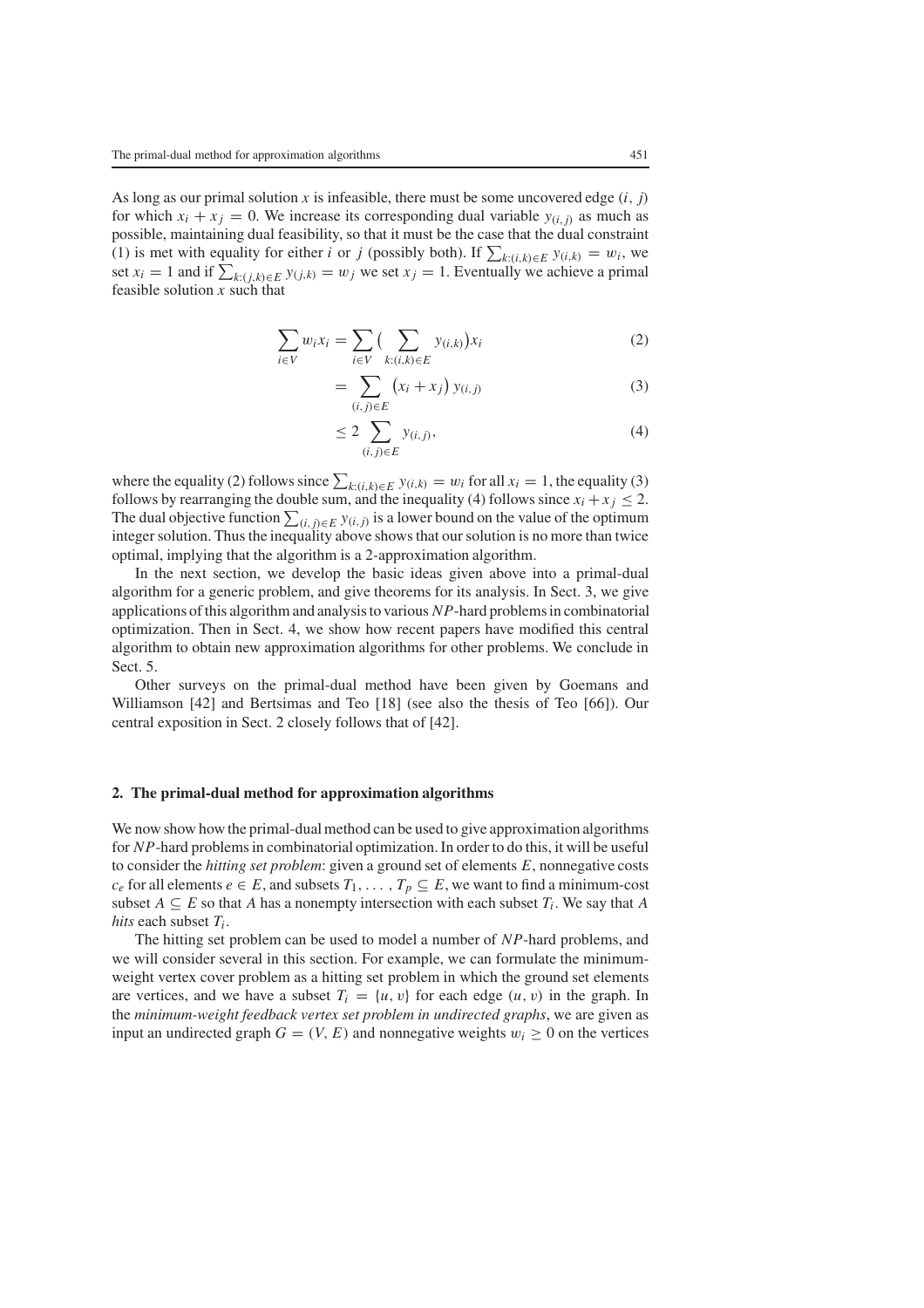As long as our primal solution $x$ is infeasible, there must be some uncovered edge $(i, j)$ for which $x_i + x_j = 0$. We increase its corresponding dual variable $y_{(i,j)}$ as much as possible, maintaining dual feasibility, so that it must be the case that the dual constraint (1) is met with equality for either $i$ or $j$ (possibly both). If $\sum_{k:(i,k)\in E} y_{(i,k)} = w_i$, we set $x_i = 1$ and if $\sum_{k:(j,k)\in E} y_{(j,k)} = w_j$ we set $x_j = 1$. Eventually we achieve a primal feasible solution $x$ such that

$$\sum_{i\in V} w_i x_i = \sum_{i\in V} \Big( \sum_{k:(i,k)\in E} y_{(i,k)} \Big) x_i \tag{2}$$

$$= \sum_{(i,j)\in E} \left(x_i + x_j\right) y_{(i,j)} \tag{3}$$

$$\leq 2 \sum_{(i,j)\in E} y_{(i,j)}, \tag{4}$$

where the equality (2) follows since $\sum_{k:(i,k)\in E} y_{(i,k)} = w_i$ for all $x_i = 1$, the equality (3) follows by rearranging the double sum, and the inequality (4) follows since $x_i + x_j \leq 2$. The dual objective function $\sum_{(i,j)\in E} y_{(i,j)}$ is a lower bound on the value of the optimum integer solution. Thus the inequality above shows that our solution is no more than twice optimal, implying that the algorithm is a 2-approximation algorithm.

In the next section, we develop the basic ideas given above into a primal-dual algorithm for a generic problem, and give theorems for its analysis. In Sect. 3, we give applications of this algorithm and analysis to various *NP*-hard problems in combinatorial optimization. Then in Sect. 4, we show how recent papers have modified this central algorithm to obtain new approximation algorithms for other problems. We conclude in Sect. 5.

Other surveys on the primal-dual method have been given by Goemans and Williamson [42] and Bertsimas and Teo [18] (see also the thesis of Teo [66]). Our central exposition in Sect. 2 closely follows that of [42].

## 2. The primal-dual method for approximation algorithms

We now show how the primal-dual method can be used to give approximation algorithms for *NP*-hard problems in combinatorial optimization. In order to do this, it will be useful to consider the *hitting set problem*: given a ground set of elements $E$, nonnegative costs $c_e$ for all elements $e \in E$, and subsets $T_1, \ldots, T_p \subseteq E$, we want to find a minimum-cost subset $A \subseteq E$ so that $A$ has a nonempty intersection with each subset $T_i$. We say that $A$ *hits* each subset $T_i$.

The hitting set problem can be used to model a number of *NP*-hard problems, and we will consider several in this section. For example, we can formulate the minimum-weight vertex cover problem as a hitting set problem in which the ground set elements are vertices, and we have a subset $T_i = \{u, v\}$ for each edge $(u, v)$ in the graph. In the *minimum-weight feedback vertex set problem in undirected graphs*, we are given as input an undirected graph $G = (V, E)$ and nonnegative weights $w_i \geq 0$ on the vertices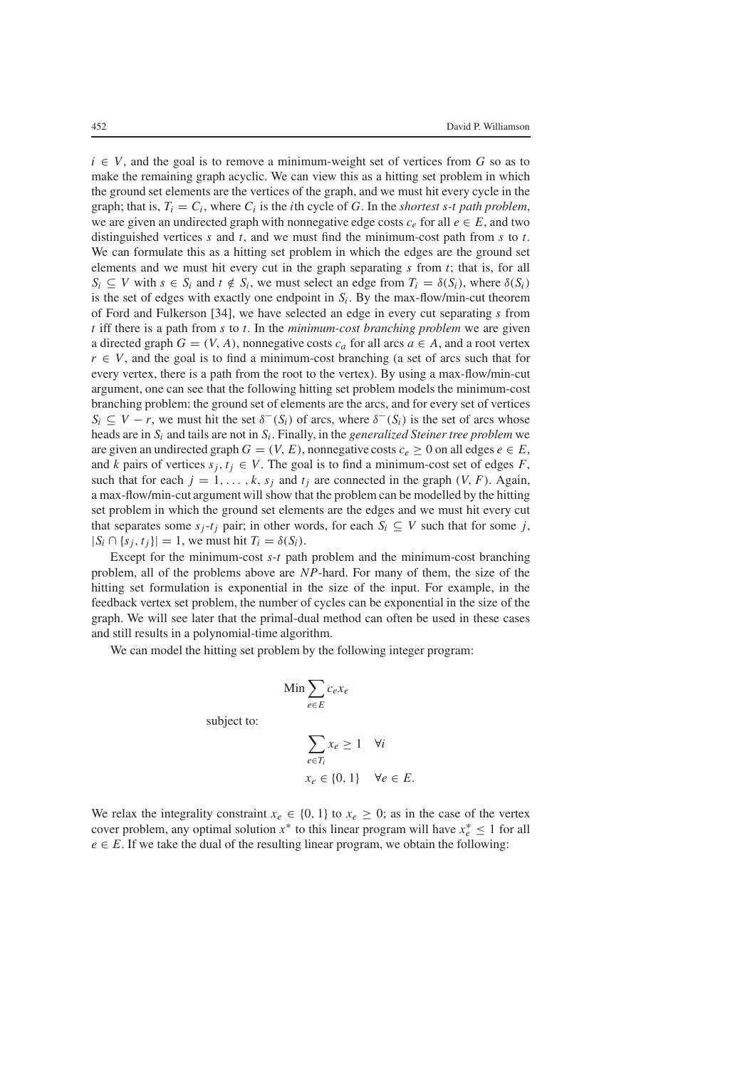$i \in V$, and the goal is to remove a minimum-weight set of vertices from $G$ so as to make the remaining graph acyclic. We can view this as a hitting set problem in which the ground set elements are the vertices of the graph, and we must hit every cycle in the graph; that is, $T_i = C_i$, where $C_i$ is the $i$th cycle of $G$. In the *shortest s-t path problem*, we are given an undirected graph with nonnegative edge costs $c_e$ for all $e \in E$, and two distinguished vertices $s$ and $t$, and we must find the minimum-cost path from $s$ to $t$. We can formulate this as a hitting set problem in which the edges are the ground set elements and we must hit every cut in the graph separating $s$ from $t$; that is, for all $S_i \subseteq V$ with $s \in S_i$ and $t \notin S_i$, we must select an edge from $T_i = \delta(S_i)$, where $\delta(S_i)$ is the set of edges with exactly one endpoint in $S_i$. By the max-flow/min-cut theorem of Ford and Fulkerson [34], we have selected an edge in every cut separating $s$ from $t$ iff there is a path from $s$ to $t$. In the *minimum-cost branching problem* we are given a directed graph $G = (V, A)$, nonnegative costs $c_a$ for all arcs $a \in A$, and a root vertex $r \in V$, and the goal is to find a minimum-cost branching (a set of arcs such that for every vertex, there is a path from the root to the vertex). By using a max-flow/min-cut argument, one can see that the following hitting set problem models the minimum-cost branching problem: the ground set of elements are the arcs, and for every set of vertices $S_i \subseteq V - r$, we must hit the set $\delta^-(S_i)$ of arcs, where $\delta^-(S_i)$ is the set of arcs whose heads are in $S_i$ and tails are not in $S_i$. Finally, in the *generalized Steiner tree problem* we are given an undirected graph $G = (V, E)$, nonnegative costs $c_e \geq 0$ on all edges $e \in E$, and $k$ pairs of vertices $s_j, t_j \in V$. The goal is to find a minimum-cost set of edges $F$, such that for each $j = 1, \ldots, k$, $s_j$ and $t_j$ are connected in the graph $(V, F)$. Again, a max-flow/min-cut argument will show that the problem can be modelled by the hitting set problem in which the ground set elements are the edges and we must hit every cut that separates some $s_j$-$t_j$ pair; in other words, for each $S_i \subseteq V$ such that for some $j$, $|S_i \cap \{s_j, t_j\}| = 1$, we must hit $T_i = \delta(S_i)$.

Except for the minimum-cost $s$-$t$ path problem and the minimum-cost branching problem, all of the problems above are *NP*-hard. For many of them, the size of the hitting set formulation is exponential in the size of the input. For example, in the feedback vertex set problem, the number of cycles can be exponential in the size of the graph. We will see later that the primal-dual method can often be used in these cases and still results in a polynomial-time algorithm.

We can model the hitting set problem by the following integer program:

$$\text{Min} \sum_{e \in E} c_e x_e$$

subject to:

$$\sum_{e \in T_i} x_e \geq 1 \quad \forall i$$

$$x_e \in \{0, 1\} \quad \forall e \in E.$$

We relax the integrality constraint $x_e \in \{0, 1\}$ to $x_e \geq 0$; as in the case of the vertex cover problem, any optimal solution $x^*$ to this linear program will have $x_e^* \leq 1$ for all $e \in E$. If we take the dual of the resulting linear program, we obtain the following: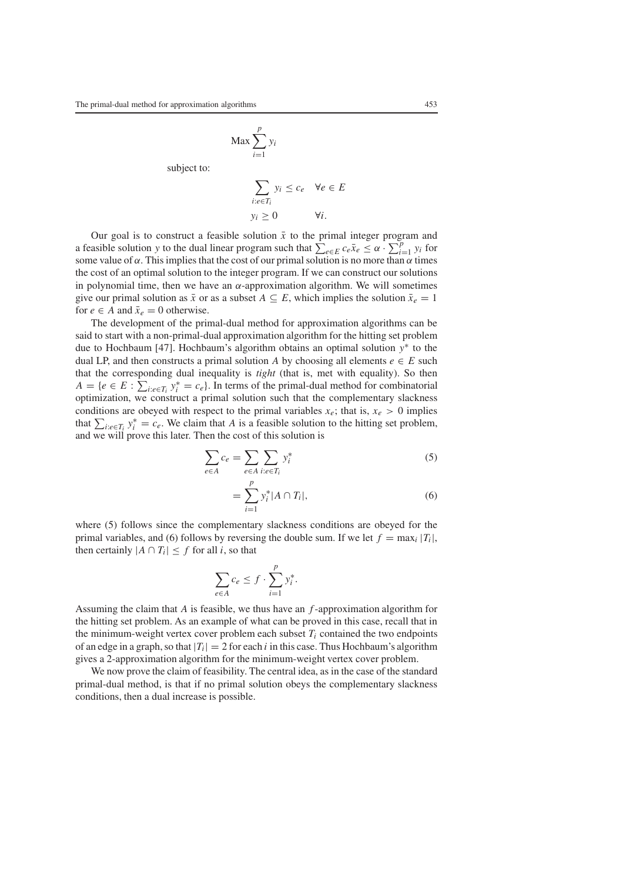$$\text{Max} \sum_{i=1}^{p} y_i$$

subject to:

$$\sum_{i:e \in T_i} y_i \leq c_e \quad \forall e \in E$$

$$y_i \geq 0 \qquad \forall i.$$

Our goal is to construct a feasible solution $\bar{x}$ to the primal integer program and a feasible solution $y$ to the dual linear program such that $\sum_{e \in E} c_e \bar{x}_e \leq \alpha \cdot \sum_{i=1}^{p} y_i$ for some value of $\alpha$. This implies that the cost of our primal solution is no more than $\alpha$ times the cost of an optimal solution to the integer program. If we can construct our solutions in polynomial time, then we have an $\alpha$-approximation algorithm. We will sometimes give our primal solution as $\bar{x}$ or as a subset $A \subseteq E$, which implies the solution $\bar{x}_e = 1$ for $e \in A$ and $\bar{x}_e = 0$ otherwise.

The development of the primal-dual method for approximation algorithms can be said to start with a non-primal-dual approximation algorithm for the hitting set problem due to Hochbaum [47]. Hochbaum's algorithm obtains an optimal solution $y^*$ to the dual LP, and then constructs a primal solution $A$ by choosing all elements $e \in E$ such that the corresponding dual inequality is *tight* (that is, met with equality). So then $A = \{e \in E : \sum_{i:e \in T_i} y_i^* = c_e\}$. In terms of the primal-dual method for combinatorial optimization, we construct a primal solution such that the complementary slackness conditions are obeyed with respect to the primal variables $x_e$; that is, $x_e > 0$ implies that $\sum_{i:e \in T_i} y_i^* = c_e$. We claim that $A$ is a feasible solution to the hitting set problem, and we will prove this later. Then the cost of this solution is

$$\sum_{e \in A} c_e = \sum_{e \in A} \sum_{i:e \in T_i} y_i^* \tag{5}$$

$$= \sum_{i=1}^{p} y_i^* |A \cap T_i|, \tag{6}$$

where (5) follows since the complementary slackness conditions are obeyed for the primal variables, and (6) follows by reversing the double sum. If we let $f = \max_i |T_i|$, then certainly $|A \cap T_i| \leq f$ for all $i$, so that

$$\sum_{e \in A} c_e \leq f \cdot \sum_{i=1}^{p} y_i^*.$$

Assuming the claim that $A$ is feasible, we thus have an $f$-approximation algorithm for the hitting set problem. As an example of what can be proved in this case, recall that in the minimum-weight vertex cover problem each subset $T_i$ contained the two endpoints of an edge in a graph, so that $|T_i| = 2$ for each $i$ in this case. Thus Hochbaum's algorithm gives a 2-approximation algorithm for the minimum-weight vertex cover problem.

We now prove the claim of feasibility. The central idea, as in the case of the standard primal-dual method, is that if no primal solution obeys the complementary slackness conditions, then a dual increase is possible.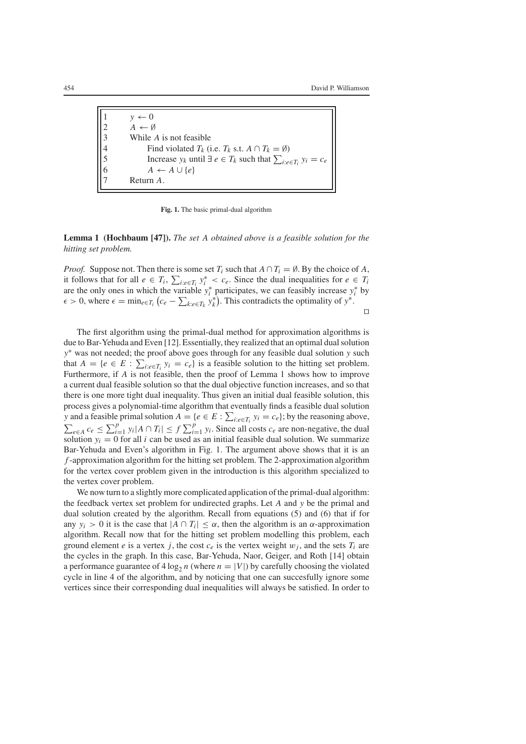```
1    y ← 0
2    A ← ∅
3    While A is not feasible
4        Find violated T_k (i.e. T_k s.t. A ∩ T_k = ∅)
5        Increase y_k until ∃ e ∈ T_k such that ∑_{i:e∈T_i} y_i = c_e
6        A ← A ∪ {e}
7    Return A.
```

**Fig. 1.** The basic primal-dual algorithm

**Lemma 1 (Hochbaum [47]).** *The set $A$ obtained above is a feasible solution for the hitting set problem.*

*Proof.* Suppose not. Then there is some set $T_i$ such that $A \cap T_i = \emptyset$. By the choice of $A$, it follows that for all $e \in T_i$, $\sum_{i:e \in T_i} y_i^* < c_e$. Since the dual inequalities for $e \in T_i$ are the only ones in which the variable $y_i^*$ participates, we can feasibly increase $y_i^*$ by $\epsilon > 0$, where $\epsilon = \min_{e \in T_i} \left(c_e - \sum_{k:e \in T_k} y_k^*\right)$. This contradicts the optimality of $y^*$. □

The first algorithm using the primal-dual method for approximation algorithms is due to Bar-Yehuda and Even [12]. Essentially, they realized that an optimal dual solution $y^*$ was not needed; the proof above goes through for any feasible dual solution $y$ such that $A = \{e \in E : \sum_{i:e \in T_i} y_i = c_e\}$ is a feasible solution to the hitting set problem. Furthermore, if $A$ is not feasible, then the proof of Lemma 1 shows how to improve a current dual feasible solution so that the dual objective function increases, and so that there is one more tight dual inequality. Thus given an initial dual feasible solution, this process gives a polynomial-time algorithm that eventually finds a feasible dual solution $y$ and a feasible primal solution $A = \{e \in E : \sum_{i:e \in T_i} y_i = c_e\}$; by the reasoning above, $\sum_{e \in A} c_e \le \sum_{i=1}^{p} y_i |A \cap T_i| \le f \sum_{i=1}^{p} y_i$. Since all costs $c_e$ are non-negative, the dual solution $y_i = 0$ for all $i$ can be used as an initial feasible dual solution. We summarize Bar-Yehuda and Even's algorithm in Fig. 1. The argument above shows that it is an $f$-approximation algorithm for the hitting set problem. The 2-approximation algorithm for the vertex cover problem given in the introduction is this algorithm specialized to the vertex cover problem.

We now turn to a slightly more complicated application of the primal-dual algorithm: the feedback vertex set problem for undirected graphs. Let $A$ and $y$ be the primal and dual solution created by the algorithm. Recall from equations (5) and (6) that if for any $y_i > 0$ it is the case that $|A \cap T_i| \le \alpha$, then the algorithm is an $\alpha$-approximation algorithm. Recall now that for the hitting set problem modelling this problem, each ground element $e$ is a vertex $j$, the cost $c_e$ is the vertex weight $w_j$, and the sets $T_i$ are the cycles in the graph. In this case, Bar-Yehuda, Naor, Geiger, and Roth [14] obtain a performance guarantee of $4 \log_2 n$ (where $n = |V|$) by carefully choosing the violated cycle in line 4 of the algorithm, and by noticing that one can succesfully ignore some vertices since their corresponding dual inequalities will always be satisfied. In order to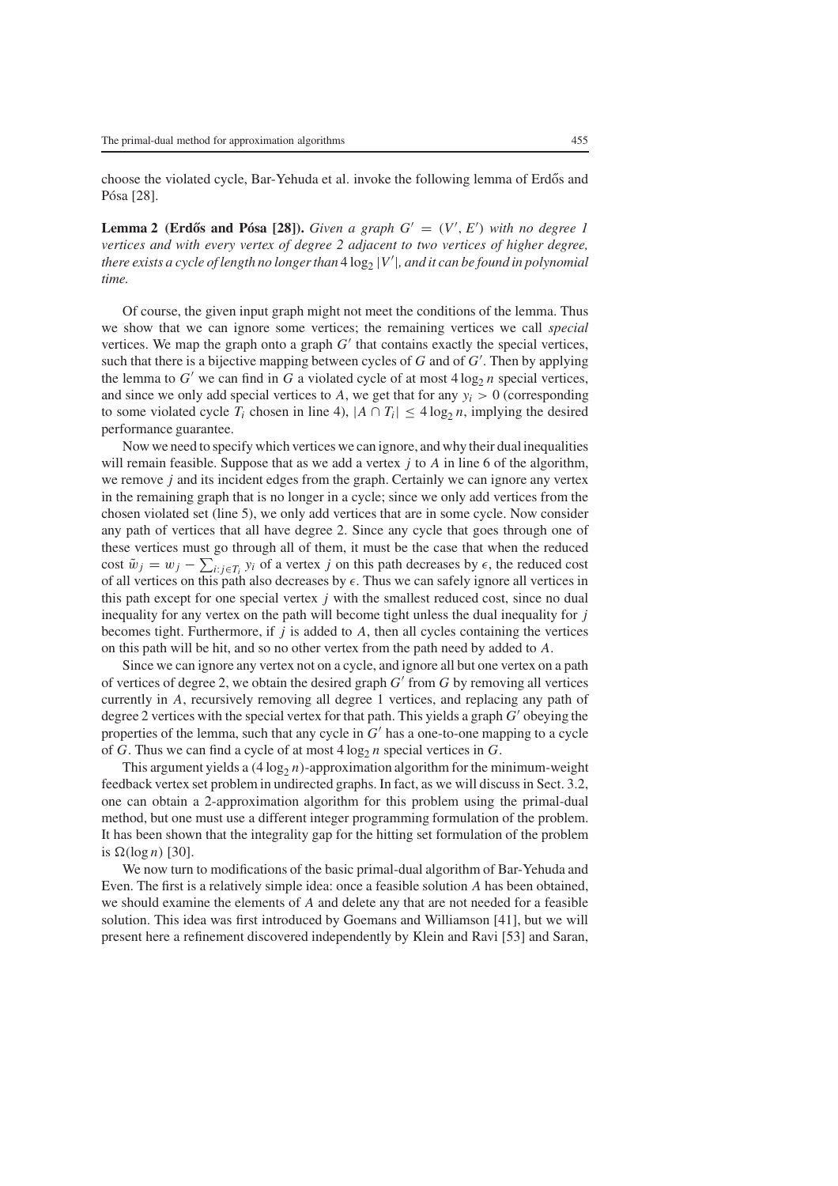choose the violated cycle, Bar-Yehuda et al. invoke the following lemma of Erdős and Pósa [28].

**Lemma 2 (Erdős and Pósa [28]).** *Given a graph $G' = (V', E')$ with no degree 1 vertices and with every vertex of degree 2 adjacent to two vertices of higher degree, there exists a cycle of length no longer than $4 \log_2 |V'|$, and it can be found in polynomial time.*

Of course, the given input graph might not meet the conditions of the lemma. Thus we show that we can ignore some vertices; the remaining vertices we call *special* vertices. We map the graph onto a graph $G'$ that contains exactly the special vertices, such that there is a bijective mapping between cycles of $G$ and of $G'$. Then by applying the lemma to $G'$ we can find in $G$ a violated cycle of at most $4 \log_2 n$ special vertices, and since we only add special vertices to $A$, we get that for any $y_i > 0$ (corresponding to some violated cycle $T_i$ chosen in line 4), $|A \cap T_i| \leq 4 \log_2 n$, implying the desired performance guarantee.

Now we need to specify which vertices we can ignore, and why their dual inequalities will remain feasible. Suppose that as we add a vertex $j$ to $A$ in line 6 of the algorithm, we remove $j$ and its incident edges from the graph. Certainly we can ignore any vertex in the remaining graph that is no longer in a cycle; since we only add vertices from the chosen violated set (line 5), we only add vertices that are in some cycle. Now consider any path of vertices that all have degree 2. Since any cycle that goes through one of these vertices must go through all of them, it must be the case that when the reduced cost $\tilde{w}_j = w_j - \sum_{i:j \in T_i} y_i$ of a vertex $j$ on this path decreases by $\epsilon$, the reduced cost of all vertices on this path also decreases by $\epsilon$. Thus we can safely ignore all vertices in this path except for one special vertex $j$ with the smallest reduced cost, since no dual inequality for any vertex on the path will become tight unless the dual inequality for $j$ becomes tight. Furthermore, if $j$ is added to $A$, then all cycles containing the vertices on this path will be hit, and so no other vertex from the path need by added to $A$.

Since we can ignore any vertex not on a cycle, and ignore all but one vertex on a path of vertices of degree 2, we obtain the desired graph $G'$ from $G$ by removing all vertices currently in $A$, recursively removing all degree 1 vertices, and replacing any path of degree 2 vertices with the special vertex for that path. This yields a graph $G'$ obeying the properties of the lemma, such that any cycle in $G'$ has a one-to-one mapping to a cycle of $G$. Thus we can find a cycle of at most $4 \log_2 n$ special vertices in $G$.

This argument yields a $(4 \log_2 n)$-approximation algorithm for the minimum-weight feedback vertex set problem in undirected graphs. In fact, as we will discuss in Sect. 3.2, one can obtain a 2-approximation algorithm for this problem using the primal-dual method, but one must use a different integer programming formulation of the problem. It has been shown that the integrality gap for the hitting set formulation of the problem is $\Omega(\log n)$ [30].

We now turn to modifications of the basic primal-dual algorithm of Bar-Yehuda and Even. The first is a relatively simple idea: once a feasible solution $A$ has been obtained, we should examine the elements of $A$ and delete any that are not needed for a feasible solution. This idea was first introduced by Goemans and Williamson [41], but we will present here a refinement discovered independently by Klein and Ravi [53] and Saran,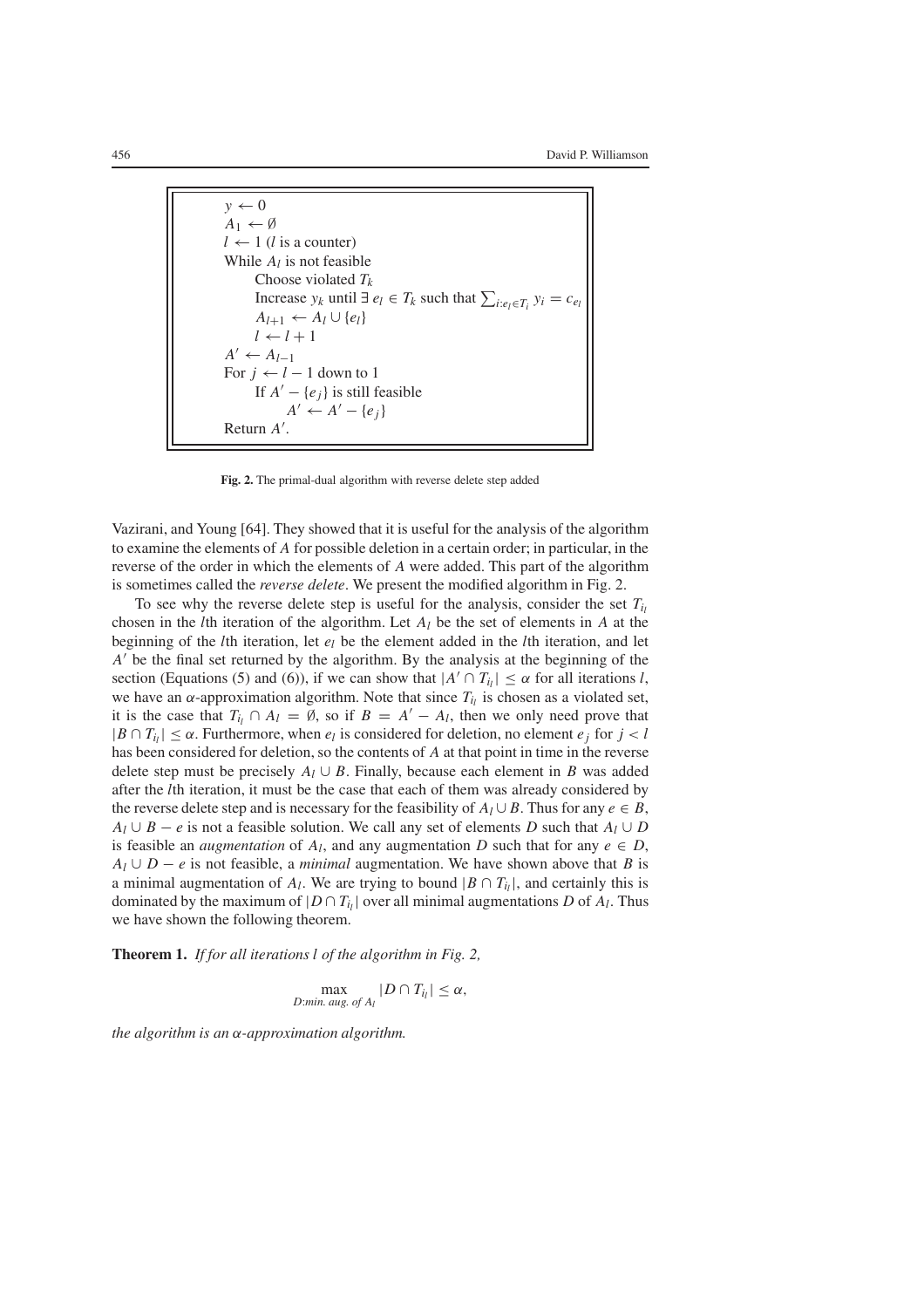```
y ← 0
A_1 ← ∅
l ← 1 (l is a counter)
While A_l is not feasible
    Choose violated T_k
    Increase y_k until ∃ e_l ∈ T_k such that ∑_{i:e_l ∈ T_i} y_i = c_{e_l}
    A_{l+1} ← A_l ∪ {e_l}
    l ← l + 1
A' ← A_{l−1}
For j ← l − 1 down to 1
    If A' − {e_j} is still feasible
        A' ← A' − {e_j}
Return A'.
```

**Fig. 2.** The primal-dual algorithm with reverse delete step added

Vazirani, and Young [64]. They showed that it is useful for the analysis of the algorithm to examine the elements of $A$ for possible deletion in a certain order; in particular, in the reverse of the order in which the elements of $A$ were added. This part of the algorithm is sometimes called the *reverse delete*. We present the modified algorithm in Fig. 2.

To see why the reverse delete step is useful for the analysis, consider the set $T_{i_l}$ chosen in the $l$th iteration of the algorithm. Let $A_l$ be the set of elements in $A$ at the beginning of the $l$th iteration, let $e_l$ be the element added in the $l$th iteration, and let $A'$ be the final set returned by the algorithm. By the analysis at the beginning of the section (Equations (5) and (6)), if we can show that $|A' \cap T_{i_l}| \leq \alpha$ for all iterations $l$, we have an $\alpha$-approximation algorithm. Note that since $T_{i_l}$ is chosen as a violated set, it is the case that $T_{i_l} \cap A_l = \emptyset$, so if $B = A' - A_l$, then we only need prove that $|B \cap T_{i_l}| \leq \alpha$. Furthermore, when $e_l$ is considered for deletion, no element $e_j$ for $j < l$ has been considered for deletion, so the contents of $A$ at that point in time in the reverse delete step must be precisely $A_l \cup B$. Finally, because each element in $B$ was added after the $l$th iteration, it must be the case that each of them was already considered by the reverse delete step and is necessary for the feasibility of $A_l \cup B$. Thus for any $e \in B$, $A_l \cup B - e$ is not a feasible solution. We call any set of elements $D$ such that $A_l \cup D$ is feasible an *augmentation* of $A_l$, and any augmentation $D$ such that for any $e \in D$, $A_l \cup D - e$ is not feasible, a *minimal* augmentation. We have shown above that $B$ is a minimal augmentation of $A_l$. We are trying to bound $|B \cap T_{i_l}|$, and certainly this is dominated by the maximum of $|D \cap T_{i_l}|$ over all minimal augmentations $D$ of $A_l$. Thus we have shown the following theorem.

**Theorem 1.** *If for all iterations $l$ of the algorithm in Fig. 2,*

$$\max_{D:\text{min. aug. of } A_l} |D \cap T_{i_l}| \leq \alpha,$$

*the algorithm is an $\alpha$-approximation algorithm.*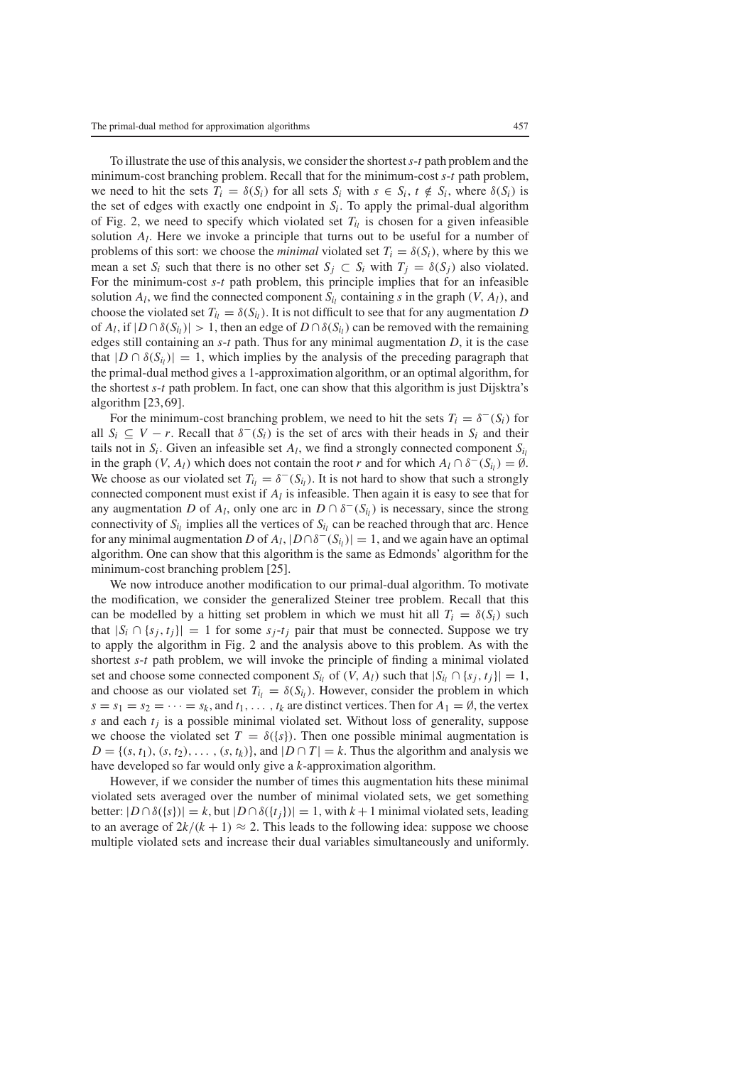To illustrate the use of this analysis, we consider the shortest *s*-*t* path problem and the minimum-cost branching problem. Recall that for the minimum-cost *s*-*t* path problem, we need to hit the sets $T_i = \delta(S_i)$ for all sets $S_i$ with $s \in S_i$, $t \notin S_i$, where $\delta(S_i)$ is the set of edges with exactly one endpoint in $S_i$. To apply the primal-dual algorithm of Fig. 2, we need to specify which violated set $T_{i_l}$ is chosen for a given infeasible solution $A_l$. Here we invoke a principle that turns out to be useful for a number of problems of this sort: we choose the *minimal* violated set $T_i = \delta(S_i)$, where by this we mean a set $S_i$ such that there is no other set $S_j \subset S_i$ with $T_j = \delta(S_j)$ also violated. For the minimum-cost *s*-*t* path problem, this principle implies that for an infeasible solution $A_l$, we find the connected component $S_{i_l}$ containing *s* in the graph $(V, A_l)$, and choose the violated set $T_{i_l} = \delta(S_{i_l})$. It is not difficult to see that for any augmentation $D$ of $A_l$, if $|D \cap \delta(S_{i_l})| > 1$, then an edge of $D \cap \delta(S_{i_l})$ can be removed with the remaining edges still containing an *s*-*t* path. Thus for any minimal augmentation $D$, it is the case that $|D \cap \delta(S_{i_l})| = 1$, which implies by the analysis of the preceding paragraph that the primal-dual method gives a 1-approximation algorithm, or an optimal algorithm, for the shortest *s*-*t* path problem. In fact, one can show that this algorithm is just Dijsktra's algorithm [23, 69].

For the minimum-cost branching problem, we need to hit the sets $T_i = \delta^-(S_i)$ for all $S_i \subseteq V - r$. Recall that $\delta^-(S_i)$ is the set of arcs with their heads in $S_i$ and their tails not in $S_i$. Given an infeasible set $A_l$, we find a strongly connected component $S_{i_l}$ in the graph $(V, A_l)$ which does not contain the root $r$ and for which $A_l \cap \delta^-(S_{i_l}) = \emptyset$. We choose as our violated set $T_{i_l} = \delta^-(S_{i_l})$. It is not hard to show that such a strongly connected component must exist if $A_l$ is infeasible. Then again it is easy to see that for any augmentation $D$ of $A_l$, only one arc in $D \cap \delta^-(S_{i_l})$ is necessary, since the strong connectivity of $S_{i_l}$ implies all the vertices of $S_{i_l}$ can be reached through that arc. Hence for any minimal augmentation $D$ of $A_l$, $|D \cap \delta^-(S_{i_l})| = 1$, and we again have an optimal algorithm. One can show that this algorithm is the same as Edmonds' algorithm for the minimum-cost branching problem [25].

We now introduce another modification to our primal-dual algorithm. To motivate the modification, we consider the generalized Steiner tree problem. Recall that this can be modelled by a hitting set problem in which we must hit all $T_i = \delta(S_i)$ such that $|S_i \cap \{s_j, t_j\}| = 1$ for some $s_j$-$t_j$ pair that must be connected. Suppose we try to apply the algorithm in Fig. 2 and the analysis above to this problem. As with the shortest *s*-*t* path problem, we will invoke the principle of finding a minimal violated set and choose some connected component $S_{i_l}$ of $(V, A_l)$ such that $|S_{i_l} \cap \{s_j, t_j\}| = 1$, and choose as our violated set $T_{i_l} = \delta(S_{i_l})$. However, consider the problem in which $s = s_1 = s_2 = \cdots = s_k$, and $t_1, \ldots, t_k$ are distinct vertices. Then for $A_1 = \emptyset$, the vertex $s$ and each $t_j$ is a possible minimal violated set. Without loss of generality, suppose we choose the violated set $T = \delta(\{s\})$. Then one possible minimal augmentation is $D = \{(s, t_1), (s, t_2), \ldots, (s, t_k)\}$, and $|D \cap T| = k$. Thus the algorithm and analysis we have developed so far would only give a $k$-approximation algorithm.

However, if we consider the number of times this augmentation hits these minimal violated sets averaged over the number of minimal violated sets, we get something better: $|D \cap \delta(\{s\})| = k$, but $|D \cap \delta(\{t_j\})| = 1$, with $k + 1$ minimal violated sets, leading to an average of $2k/(k + 1) \approx 2$. This leads to the following idea: suppose we choose multiple violated sets and increase their dual variables simultaneously and uniformly.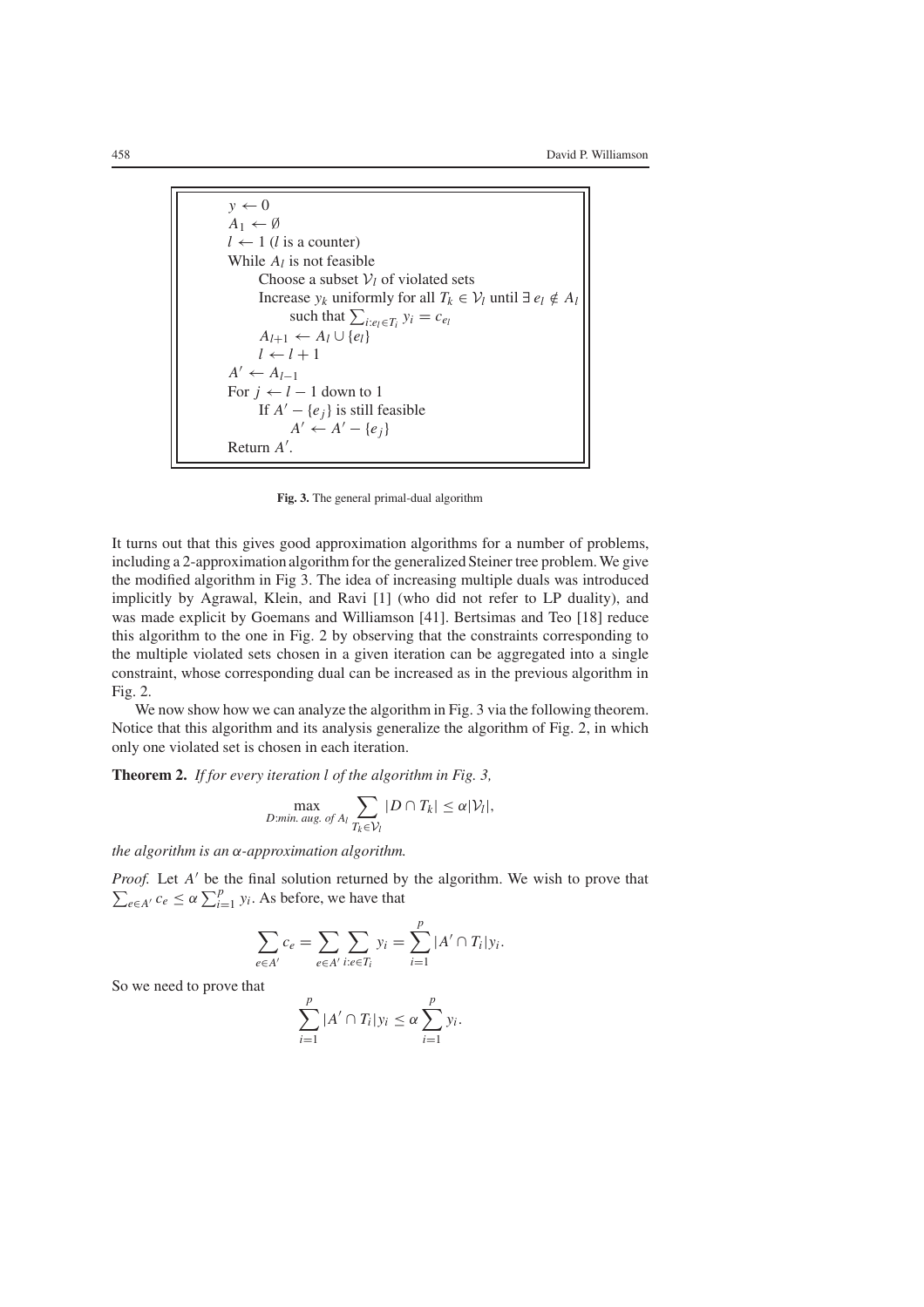```
y ← 0
A_1 ← ∅
l ← 1 (l is a counter)
While A_l is not feasible
      Choose a subset V_l of violated sets
      Increase y_k uniformly for all T_k ∈ V_l until ∃ e_l ∉ A_l
            such that Σ_{i:e_l ∈ T_i} y_i = c_{e_l}
      A_{l+1} ← A_l ∪ {e_l}
      l ← l + 1
A' ← A_{l-1}
For j ← l − 1 down to 1
      If A' − {e_j} is still feasible
            A' ← A' − {e_j}
Return A'.
```

**Fig. 3.** The general primal-dual algorithm

It turns out that this gives good approximation algorithms for a number of problems, including a 2-approximation algorithm for the generalized Steiner tree problem. We give the modified algorithm in Fig 3. The idea of increasing multiple duals was introduced implicitly by Agrawal, Klein, and Ravi [1] (who did not refer to LP duality), and was made explicit by Goemans and Williamson [41]. Bertsimas and Teo [18] reduce this algorithm to the one in Fig. 2 by observing that the constraints corresponding to the multiple violated sets chosen in a given iteration can be aggregated into a single constraint, whose corresponding dual can be increased as in the previous algorithm in Fig. 2.

We now show how we can analyze the algorithm in Fig. 3 via the following theorem. Notice that this algorithm and its analysis generalize the algorithm of Fig. 2, in which only one violated set is chosen in each iteration.

**Theorem 2.** *If for every iteration $l$ of the algorithm in Fig. 3,*

$$\max_{D\text{:min. aug. of } A_l} \sum_{T_k \in \mathcal{V}_l} |D \cap T_k| \leq \alpha |\mathcal{V}_l|,$$

*the algorithm is an $\alpha$-approximation algorithm.*

*Proof.* Let $A'$ be the final solution returned by the algorithm. We wish to prove that $\sum_{e \in A'} c_e \leq \alpha \sum_{i=1}^{p} y_i$. As before, we have that

$$\sum_{e \in A'} c_e = \sum_{e \in A'} \sum_{i: e \in T_i} y_i = \sum_{i=1}^{p} |A' \cap T_i| y_i.$$

So we need to prove that

$$\sum_{i=1}^{p} |A' \cap T_i| y_i \leq \alpha \sum_{i=1}^{p} y_i.$$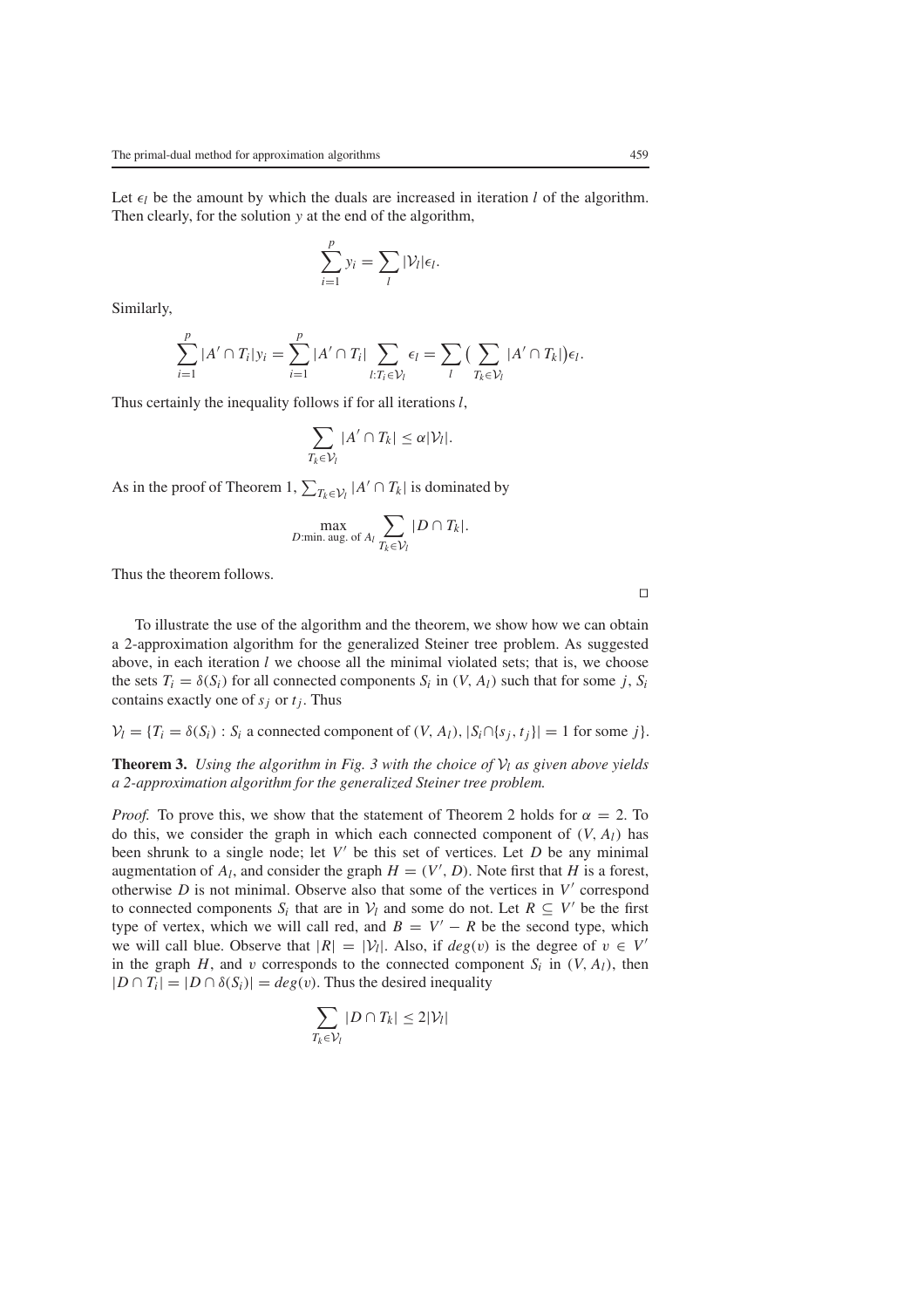Let $\epsilon_l$ be the amount by which the duals are increased in iteration $l$ of the algorithm. Then clearly, for the solution $y$ at the end of the algorithm,

$$\sum_{i=1}^{p} y_i = \sum_{l} |\mathcal{V}_l| \epsilon_l.$$

Similarly,

$$\sum_{i=1}^{p} |A' \cap T_i| y_i = \sum_{i=1}^{p} |A' \cap T_i| \sum_{l: T_i \in \mathcal{V}_l} \epsilon_l = \sum_{l} \big( \sum_{T_k \in \mathcal{V}_l} |A' \cap T_k| \big) \epsilon_l.$$

Thus certainly the inequality follows if for all iterations $l$,

$$\sum_{T_k \in \mathcal{V}_l} |A' \cap T_k| \leq \alpha |\mathcal{V}_l|.$$

As in the proof of Theorem 1, $\sum_{T_k \in \mathcal{V}_l} |A' \cap T_k|$ is dominated by

$$\max_{D: \text{min. aug. of } A_l} \sum_{T_k \in \mathcal{V}_l} |D \cap T_k|.$$

Thus the theorem follows.

□

To illustrate the use of the algorithm and the theorem, we show how we can obtain a 2-approximation algorithm for the generalized Steiner tree problem. As suggested above, in each iteration $l$ we choose all the minimal violated sets; that is, we choose the sets $T_i = \delta(S_i)$ for all connected components $S_i$ in $(V, A_l)$ such that for some $j$, $S_i$ contains exactly one of $s_j$ or $t_j$. Thus

$$\mathcal{V}_l = \{T_i = \delta(S_i) : S_i \text{ a connected component of } (V, A_l), |S_i \cap \{s_j, t_j\}| = 1 \text{ for some } j\}.$$

**Theorem 3.** *Using the algorithm in Fig. 3 with the choice of $\mathcal{V}_l$ as given above yields a 2-approximation algorithm for the generalized Steiner tree problem.*

*Proof.* To prove this, we show that the statement of Theorem 2 holds for $\alpha = 2$. To do this, we consider the graph in which each connected component of $(V, A_l)$ has been shrunk to a single node; let $V'$ be this set of vertices. Let $D$ be any minimal augmentation of $A_l$, and consider the graph $H = (V', D)$. Note first that $H$ is a forest, otherwise $D$ is not minimal. Observe also that some of the vertices in $V'$ correspond to connected components $S_i$ that are in $\mathcal{V}_l$ and some do not. Let $R \subseteq V'$ be the first type of vertex, which we will call red, and $B = V' - R$ be the second type, which we will call blue. Observe that $|R| = |\mathcal{V}_l|$. Also, if $deg(v)$ is the degree of $v \in V'$ in the graph $H$, and $v$ corresponds to the connected component $S_i$ in $(V, A_l)$, then $|D \cap T_i| = |D \cap \delta(S_i)| = deg(v)$. Thus the desired inequality

$$\sum_{T_k \in \mathcal{V}_l} |D \cap T_k| \leq 2|\mathcal{V}_l|$$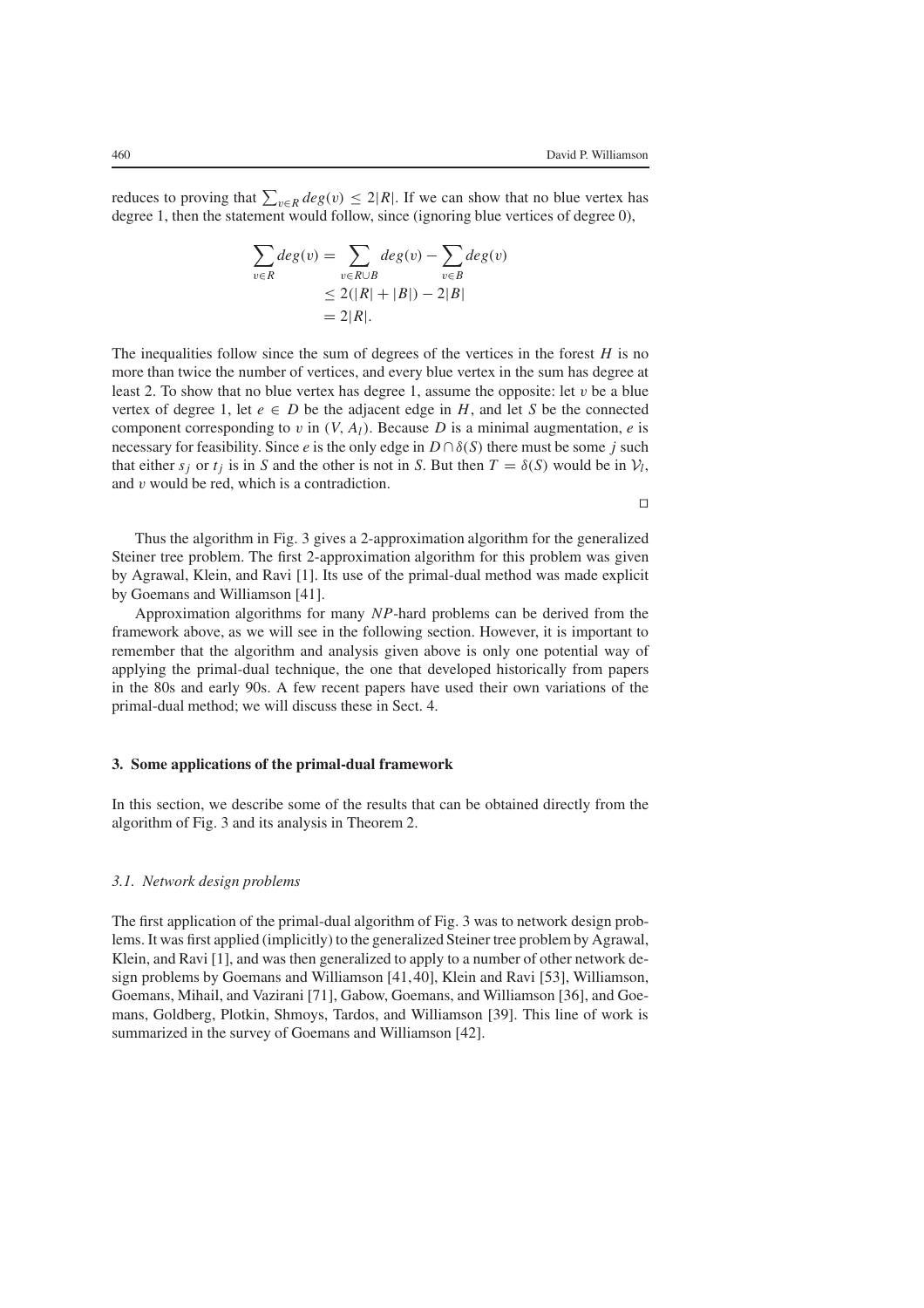reduces to proving that $\sum_{v \in R} deg(v) \leq 2|R|$. If we can show that no blue vertex has degree 1, then the statement would follow, since (ignoring blue vertices of degree 0),

$$\begin{aligned}
\sum_{v \in R} deg(v) &= \sum_{v \in R \cup B} deg(v) - \sum_{v \in B} deg(v) \\
&\leq 2(|R| + |B|) - 2|B| \\
&= 2|R|.
\end{aligned}$$

The inequalities follow since the sum of degrees of the vertices in the forest $H$ is no more than twice the number of vertices, and every blue vertex in the sum has degree at least 2. To show that no blue vertex has degree 1, assume the opposite: let $v$ be a blue vertex of degree 1, let $e \in D$ be the adjacent edge in $H$, and let $S$ be the connected component corresponding to $v$ in $(V, A_l)$. Because $D$ is a minimal augmentation, $e$ is necessary for feasibility. Since $e$ is the only edge in $D \cap \delta(S)$ there must be some $j$ such that either $s_j$ or $t_j$ is in $S$ and the other is not in $S$. But then $T = \delta(S)$ would be in $\mathcal{V}_l$, and $v$ would be red, which is a contradiction.

□

Thus the algorithm in Fig. 3 gives a 2-approximation algorithm for the generalized Steiner tree problem. The first 2-approximation algorithm for this problem was given by Agrawal, Klein, and Ravi [1]. Its use of the primal-dual method was made explicit by Goemans and Williamson [41].

Approximation algorithms for many *NP*-hard problems can be derived from the framework above, as we will see in the following section. However, it is important to remember that the algorithm and analysis given above is only one potential way of applying the primal-dual technique, the one that developed historically from papers in the 80s and early 90s. A few recent papers have used their own variations of the primal-dual method; we will discuss these in Sect. 4.

## 3. Some applications of the primal-dual framework

In this section, we describe some of the results that can be obtained directly from the algorithm of Fig. 3 and its analysis in Theorem 2.

### *3.1. Network design problems*

The first application of the primal-dual algorithm of Fig. 3 was to network design problems. It was first applied (implicitly) to the generalized Steiner tree problem by Agrawal, Klein, and Ravi [1], and was then generalized to apply to a number of other network design problems by Goemans and Williamson [41,40], Klein and Ravi [53], Williamson, Goemans, Mihail, and Vazirani [71], Gabow, Goemans, and Williamson [36], and Goemans, Goldberg, Plotkin, Shmoys, Tardos, and Williamson [39]. This line of work is summarized in the survey of Goemans and Williamson [42].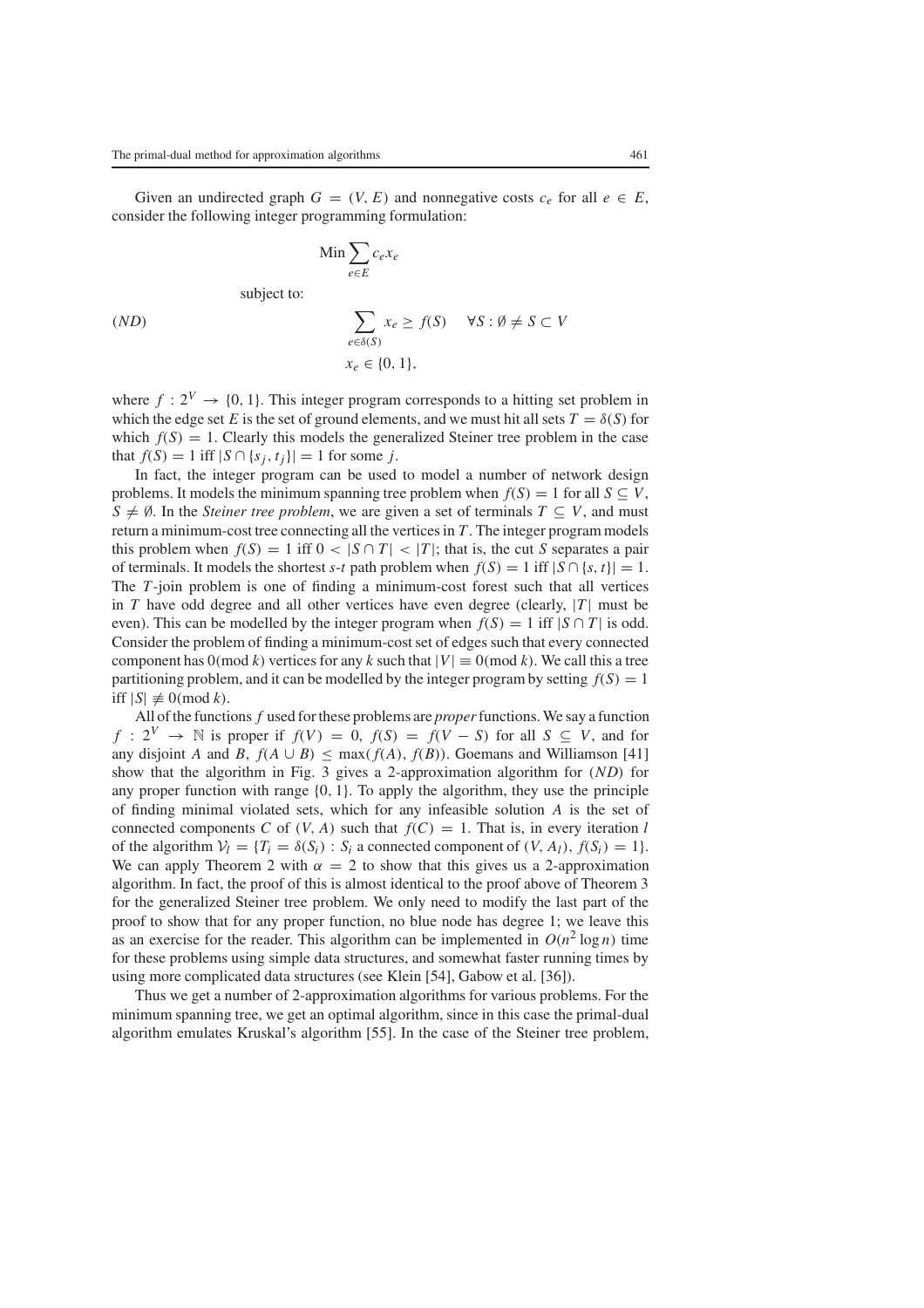Given an undirected graph $G = (V, E)$ and nonnegative costs $c_e$ for all $e \in E$, consider the following integer programming formulation:

$$\text{Min} \sum_{e \in E} c_e x_e$$

subject to:

$$(ND) \qquad \sum_{e \in \delta(S)} x_e \geq f(S) \quad \forall S : \emptyset \neq S \subset V$$

$$x_e \in \{0, 1\},$$

where $f : 2^V \to \{0, 1\}$. This integer program corresponds to a hitting set problem in which the edge set $E$ is the set of ground elements, and we must hit all sets $T = \delta(S)$ for which $f(S) = 1$. Clearly this models the generalized Steiner tree problem in the case that $f(S) = 1$ iff $|S \cap \{s_j, t_j\}| = 1$ for some $j$.

In fact, the integer program can be used to model a number of network design problems. It models the minimum spanning tree problem when $f(S) = 1$ for all $S \subseteq V$, $S \neq \emptyset$. In the *Steiner tree problem*, we are given a set of terminals $T \subseteq V$, and must return a minimum-cost tree connecting all the vertices in $T$. The integer program models this problem when $f(S) = 1$ iff $0 < |S \cap T| < |T|$; that is, the cut $S$ separates a pair of terminals. It models the shortest $s$-$t$ path problem when $f(S) = 1$ iff $|S \cap \{s, t\}| = 1$. The $T$-join problem is one of finding a minimum-cost forest such that all vertices in $T$ have odd degree and all other vertices have even degree (clearly, $|T|$ must be even). This can be modelled by the integer program when $f(S) = 1$ iff $|S \cap T|$ is odd. Consider the problem of finding a minimum-cost set of edges such that every connected component has $0 (\text{mod } k)$ vertices for any $k$ such that $|V| \equiv 0 (\text{mod } k)$. We call this a tree partitioning problem, and it can be modelled by the integer program by setting $f(S) = 1$ iff $|S| \not\equiv 0 (\text{mod } k)$.

All of the functions $f$ used for these problems are *proper* functions. We say a function $f : 2^V \to \mathbb{N}$ is proper if $f(V) = 0$, $f(S) = f(V - S)$ for all $S \subseteq V$, and for any disjoint $A$ and $B$, $f(A \cup B) \leq \max(f(A), f(B))$. Goemans and Williamson [41] show that the algorithm in Fig. 3 gives a 2-approximation algorithm for $(ND)$ for any proper function with range $\{0, 1\}$. To apply the algorithm, they use the principle of finding minimal violated sets, which for any infeasible solution $A$ is the set of connected components $C$ of $(V, A)$ such that $f(C) = 1$. That is, in every iteration $l$ of the algorithm $\mathcal{V}_l = \{T_i = \delta(S_i) : S_i \text{ a connected component of } (V, A_l), f(S_i) = 1\}$. We can apply Theorem 2 with $\alpha = 2$ to show that this gives us a 2-approximation algorithm. In fact, the proof of this is almost identical to the proof above of Theorem 3 for the generalized Steiner tree problem. We only need to modify the last part of the proof to show that for any proper function, no blue node has degree 1; we leave this as an exercise for the reader. This algorithm can be implemented in $O(n^2 \log n)$ time for these problems using simple data structures, and somewhat faster running times by using more complicated data structures (see Klein [54], Gabow et al. [36]).

Thus we get a number of 2-approximation algorithms for various problems. For the minimum spanning tree, we get an optimal algorithm, since in this case the primal-dual algorithm emulates Kruskal's algorithm [55]. In the case of the Steiner tree problem,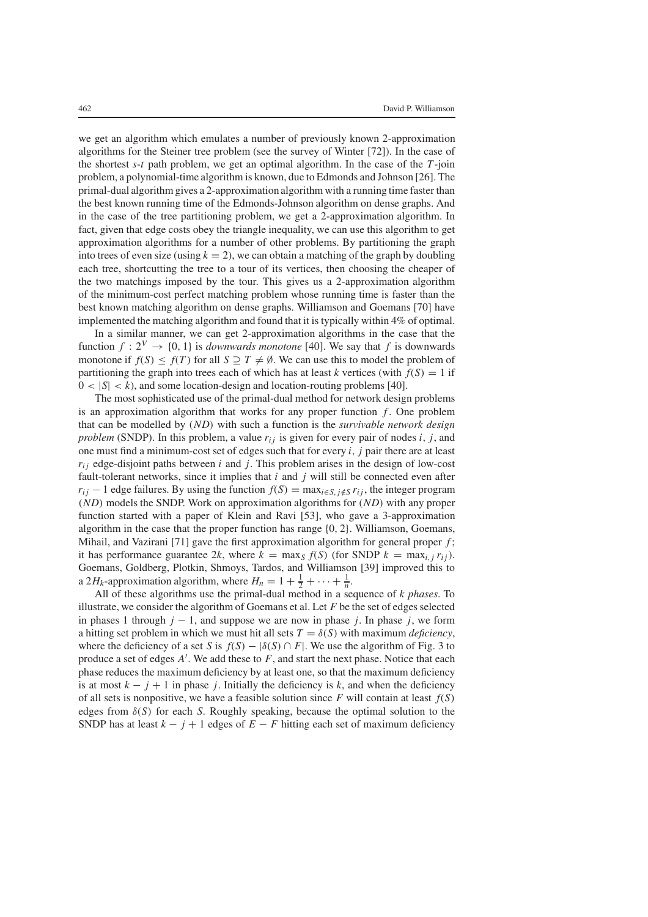we get an algorithm which emulates a number of previously known 2-approximation algorithms for the Steiner tree problem (see the survey of Winter [72]). In the case of the shortest $s$-$t$ path problem, we get an optimal algorithm. In the case of the $T$-join problem, a polynomial-time algorithm is known, due to Edmonds and Johnson [26]. The primal-dual algorithm gives a 2-approximation algorithm with a running time faster than the best known running time of the Edmonds-Johnson algorithm on dense graphs. And in the case of the tree partitioning problem, we get a 2-approximation algorithm. In fact, given that edge costs obey the triangle inequality, we can use this algorithm to get approximation algorithms for a number of other problems. By partitioning the graph into trees of even size (using $k = 2$), we can obtain a matching of the graph by doubling each tree, shortcutting the tree to a tour of its vertices, then choosing the cheaper of the two matchings imposed by the tour. This gives us a 2-approximation algorithm of the minimum-cost perfect matching problem whose running time is faster than the best known matching algorithm on dense graphs. Williamson and Goemans [70] have implemented the matching algorithm and found that it is typically within 4% of optimal.

In a similar manner, we can get 2-approximation algorithms in the case that the function $f : 2^V \rightarrow \{0, 1\}$ is *downwards monotone* [40]. We say that $f$ is downwards monotone if $f(S) \leq f(T)$ for all $S \supseteq T \neq \emptyset$. We can use this to model the problem of partitioning the graph into trees each of which has at least $k$ vertices (with $f(S) = 1$ if $0 < |S| < k$), and some location-design and location-routing problems [40].

The most sophisticated use of the primal-dual method for network design problems is an approximation algorithm that works for any proper function $f$. One problem that can be modelled by ($ND$) with such a function is the *survivable network design problem* (SNDP). In this problem, a value $r_{ij}$ is given for every pair of nodes $i, j$, and one must find a minimum-cost set of edges such that for every $i, j$ pair there are at least $r_{ij}$ edge-disjoint paths between $i$ and $j$. This problem arises in the design of low-cost fault-tolerant networks, since it implies that $i$ and $j$ will still be connected even after $r_{ij} - 1$ edge failures. By using the function $f(S) = \max_{i \in S, j \notin S} r_{ij}$, the integer program ($ND$) models the SNDP. Work on approximation algorithms for ($ND$) with any proper function started with a paper of Klein and Ravi [53], who gave a 3-approximation algorithm in the case that the proper function has range $\{0, 2\}$. Williamson, Goemans, Mihail, and Vazirani [71] gave the first approximation algorithm for general proper $f$; it has performance guarantee $2k$, where $k = \max_S f(S)$ (for SNDP $k = \max_{i,j} r_{ij}$). Goemans, Goldberg, Plotkin, Shmoys, Tardos, and Williamson [39] improved this to a $2H_k$-approximation algorithm, where $H_n = 1 + \frac{1}{2} + \cdots + \frac{1}{n}$.

All of these algorithms use the primal-dual method in a sequence of $k$ *phases*. To illustrate, we consider the algorithm of Goemans et al. Let $F$ be the set of edges selected in phases 1 through $j - 1$, and suppose we are now in phase $j$. In phase $j$, we form a hitting set problem in which we must hit all sets $T = \delta(S)$ with maximum *deficiency*, where the deficiency of a set $S$ is $f(S) - |\delta(S) \cap F|$. We use the algorithm of Fig. 3 to produce a set of edges $A'$. We add these to $F$, and start the next phase. Notice that each phase reduces the maximum deficiency by at least one, so that the maximum deficiency is at most $k - j + 1$ in phase $j$. Initially the deficiency is $k$, and when the deficiency of all sets is nonpositive, we have a feasible solution since $F$ will contain at least $f(S)$ edges from $\delta(S)$ for each $S$. Roughly speaking, because the optimal solution to the SNDP has at least $k - j + 1$ edges of $E - F$ hitting each set of maximum deficiency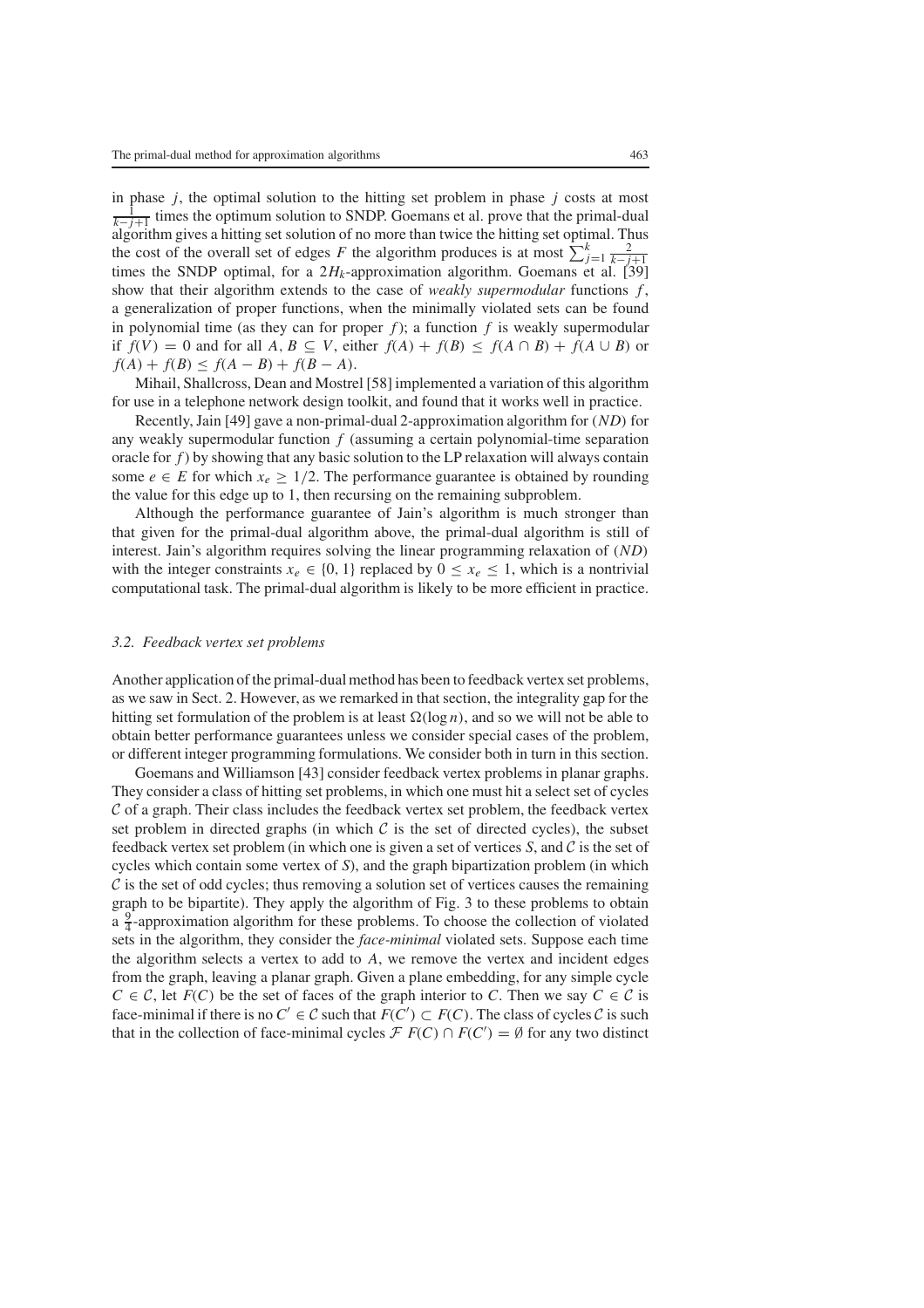in phase $j$, the optimal solution to the hitting set problem in phase $j$ costs at most $\frac{1}{k-j+1}$ times the optimum solution to SNDP. Goemans et al. prove that the primal-dual algorithm gives a hitting set solution of no more than twice the hitting set optimal. Thus the cost of the overall set of edges $F$ the algorithm produces is at most $\sum_{j=1}^{k} \frac{2}{k-j+1}$ times the SNDP optimal, for a $2H_k$-approximation algorithm. Goemans et al. [39] show that their algorithm extends to the case of *weakly supermodular* functions $f$, a generalization of proper functions, when the minimally violated sets can be found in polynomial time (as they can for proper $f$); a function $f$ is weakly supermodular if $f(V) = 0$ and for all $A, B \subseteq V$, either $f(A) + f(B) \leq f(A \cap B) + f(A \cup B)$ or $f(A) + f(B) \leq f(A - B) + f(B - A)$.

Mihail, Shallcross, Dean and Mostrel [58] implemented a variation of this algorithm for use in a telephone network design toolkit, and found that it works well in practice.

Recently, Jain [49] gave a non-primal-dual 2-approximation algorithm for (*ND*) for any weakly supermodular function $f$ (assuming a certain polynomial-time separation oracle for $f$) by showing that any basic solution to the LP relaxation will always contain some $e \in E$ for which $x_e \geq 1/2$. The performance guarantee is obtained by rounding the value for this edge up to 1, then recursing on the remaining subproblem.

Although the performance guarantee of Jain's algorithm is much stronger than that given for the primal-dual algorithm above, the primal-dual algorithm is still of interest. Jain's algorithm requires solving the linear programming relaxation of (*ND*) with the integer constraints $x_e \in \{0, 1\}$ replaced by $0 \leq x_e \leq 1$, which is a nontrivial computational task. The primal-dual algorithm is likely to be more efficient in practice.

### *3.2. Feedback vertex set problems*

Another application of the primal-dual method has been to feedback vertex set problems, as we saw in Sect. 2. However, as we remarked in that section, the integrality gap for the hitting set formulation of the problem is at least $\Omega(\log n)$, and so we will not be able to obtain better performance guarantees unless we consider special cases of the problem, or different integer programming formulations. We consider both in turn in this section.

Goemans and Williamson [43] consider feedback vertex problems in planar graphs. They consider a class of hitting set problems, in which one must hit a select set of cycles $\mathcal{C}$ of a graph. Their class includes the feedback vertex set problem, the feedback vertex set problem in directed graphs (in which $\mathcal{C}$ is the set of directed cycles), the subset feedback vertex set problem (in which one is given a set of vertices $S$, and $\mathcal{C}$ is the set of cycles which contain some vertex of $S$), and the graph bipartization problem (in which $\mathcal{C}$ is the set of odd cycles; thus removing a solution set of vertices causes the remaining graph to be bipartite). They apply the algorithm of Fig. 3 to these problems to obtain a $\frac{9}{4}$-approximation algorithm for these problems. To choose the collection of violated sets in the algorithm, they consider the *face-minimal* violated sets. Suppose each time the algorithm selects a vertex to add to $A$, we remove the vertex and incident edges from the graph, leaving a planar graph. Given a plane embedding, for any simple cycle $C \in \mathcal{C}$, let $F(C)$ be the set of faces of the graph interior to $C$. Then we say $C \in \mathcal{C}$ is face-minimal if there is no $C' \in \mathcal{C}$ such that $F(C') \subset F(C)$. The class of cycles $\mathcal{C}$ is such that in the collection of face-minimal cycles $\mathcal{F}$ $F(C) \cap F(C') = \emptyset$ for any two distinct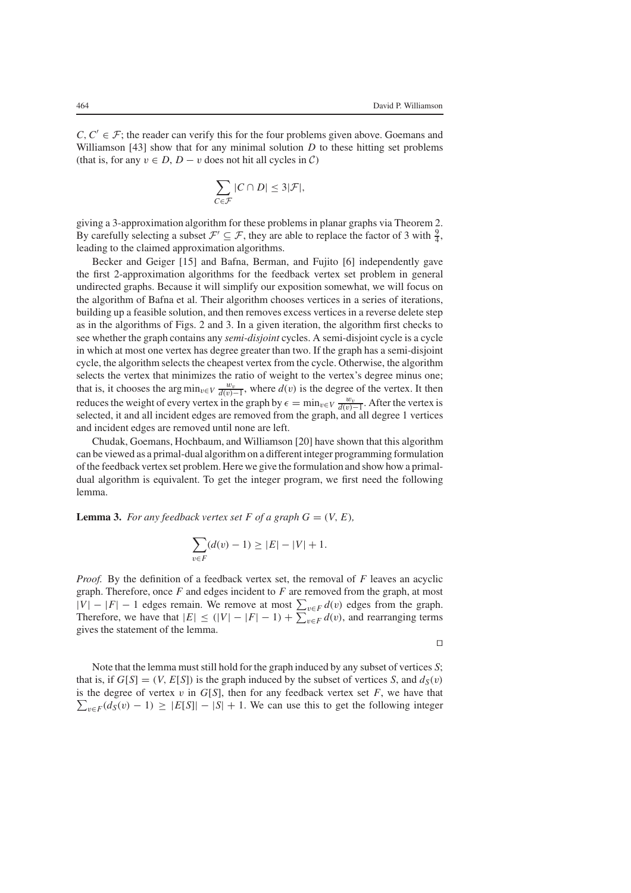$C, C' \in \mathcal{F}$; the reader can verify this for the four problems given above. Goemans and Williamson [43] show that for any minimal solution $D$ to these hitting set problems (that is, for any $v \in D$, $D - v$ does not hit all cycles in $\mathcal{C}$)

$$\sum_{C \in \mathcal{F}} |C \cap D| \leq 3|\mathcal{F}|,$$

giving a 3-approximation algorithm for these problems in planar graphs via Theorem 2. By carefully selecting a subset $\mathcal{F}' \subseteq \mathcal{F}$, they are able to replace the factor of 3 with $\frac{9}{4}$, leading to the claimed approximation algorithms.

Becker and Geiger [15] and Bafna, Berman, and Fujito [6] independently gave the first 2-approximation algorithms for the feedback vertex set problem in general undirected graphs. Because it will simplify our exposition somewhat, we will focus on the algorithm of Bafna et al. Their algorithm chooses vertices in a series of iterations, building up a feasible solution, and then removes excess vertices in a reverse delete step as in the algorithms of Figs. 2 and 3. In a given iteration, the algorithm first checks to see whether the graph contains any *semi-disjoint* cycles. A semi-disjoint cycle is a cycle in which at most one vertex has degree greater than two. If the graph has a semi-disjoint cycle, the algorithm selects the cheapest vertex from the cycle. Otherwise, the algorithm selects the vertex that minimizes the ratio of weight to the vertex's degree minus one; that is, it chooses the $\arg\min_{v \in V} \frac{w_v}{d(v)-1}$, where $d(v)$ is the degree of the vertex. It then reduces the weight of every vertex in the graph by $\epsilon = \min_{v \in V} \frac{w_v}{d(v)-1}$. After the vertex is selected, it and all incident edges are removed from the graph, and all degree 1 vertices and incident edges are removed until none are left.

Chudak, Goemans, Hochbaum, and Williamson [20] have shown that this algorithm can be viewed as a primal-dual algorithm on a different integer programming formulation of the feedback vertex set problem. Here we give the formulation and show how a primal-dual algorithm is equivalent. To get the integer program, we first need the following lemma.

**Lemma 3.** *For any feedback vertex set $F$ of a graph $G = (V, E)$,*

$$\sum_{v \in F} (d(v) - 1) \geq |E| - |V| + 1.$$

*Proof.* By the definition of a feedback vertex set, the removal of $F$ leaves an acyclic graph. Therefore, once $F$ and edges incident to $F$ are removed from the graph, at most $|V| - |F| - 1$ edges remain. We remove at most $\sum_{v \in F} d(v)$ edges from the graph. Therefore, we have that $|E| \leq (|V| - |F| - 1) + \sum_{v \in F} d(v)$, and rearranging terms gives the statement of the lemma.

□

Note that the lemma must still hold for the graph induced by any subset of vertices $S$; that is, if $G[S] = (V, E[S])$ is the graph induced by the subset of vertices $S$, and $d_S(v)$ is the degree of vertex $v$ in $G[S]$, then for any feedback vertex set $F$, we have that $\sum_{v \in F} (d_S(v) - 1) \geq |E[S]| - |S| + 1$. We can use this to get the following integer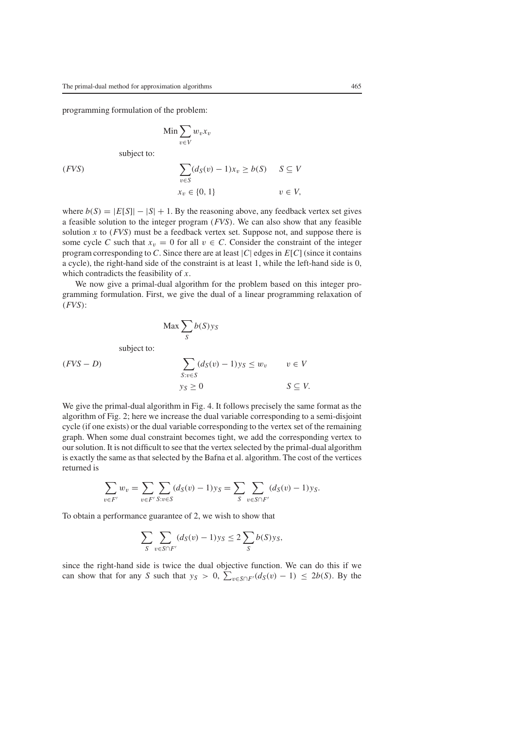programming formulation of the problem:

$$\text{Min} \sum_{v \in V} w_v x_v$$

subject to:

$$(FVS) \qquad \sum_{v \in S} (d_S(v) - 1) x_v \geq b(S) \qquad S \subseteq V$$

$$x_v \in \{0, 1\} \qquad v \in V,$$

where $b(S) = |E[S]| - |S| + 1$. By the reasoning above, any feedback vertex set gives a feasible solution to the integer program $(FVS)$. We can also show that any feasible solution $x$ to $(FVS)$ must be a feedback vertex set. Suppose not, and suppose there is some cycle $C$ such that $x_v = 0$ for all $v \in C$. Consider the constraint of the integer program corresponding to $C$. Since there are at least $|C|$ edges in $E[C]$ (since it contains a cycle), the right-hand side of the constraint is at least 1, while the left-hand side is 0, which contradicts the feasibility of $x$.

We now give a primal-dual algorithm for the problem based on this integer programming formulation. First, we give the dual of a linear programming relaxation of $(FVS)$:

$$\text{Max} \sum_{S} b(S) y_S$$

subject to:

$$(FVS - D) \qquad \sum_{S: v \in S} (d_S(v) - 1) y_S \leq w_v \qquad v \in V$$

$$y_S \geq 0 \qquad S \subseteq V.$$

We give the primal-dual algorithm in Fig. 4. It follows precisely the same format as the algorithm of Fig. 2; here we increase the dual variable corresponding to a semi-disjoint cycle (if one exists) or the dual variable corresponding to the vertex set of the remaining graph. When some dual constraint becomes tight, we add the corresponding vertex to our solution. It is not difficult to see that the vertex selected by the primal-dual algorithm is exactly the same as that selected by the Bafna et al. algorithm. The cost of the vertices returned is

$$\sum_{v \in F'} w_v = \sum_{v \in F'} \sum_{S: v \in S} (d_S(v) - 1) y_S = \sum_{S} \sum_{v \in S \cap F'} (d_S(v) - 1) y_S.$$

To obtain a performance guarantee of 2, we wish to show that

$$\sum_{S} \sum_{v \in S \cap F'} (d_S(v) - 1) y_S \leq 2 \sum_{S} b(S) y_S,$$

since the right-hand side is twice the dual objective function. We can do this if we can show that for any $S$ such that $y_S > 0$, $\sum_{v \in S \cap F'} (d_S(v) - 1) \leq 2b(S)$. By the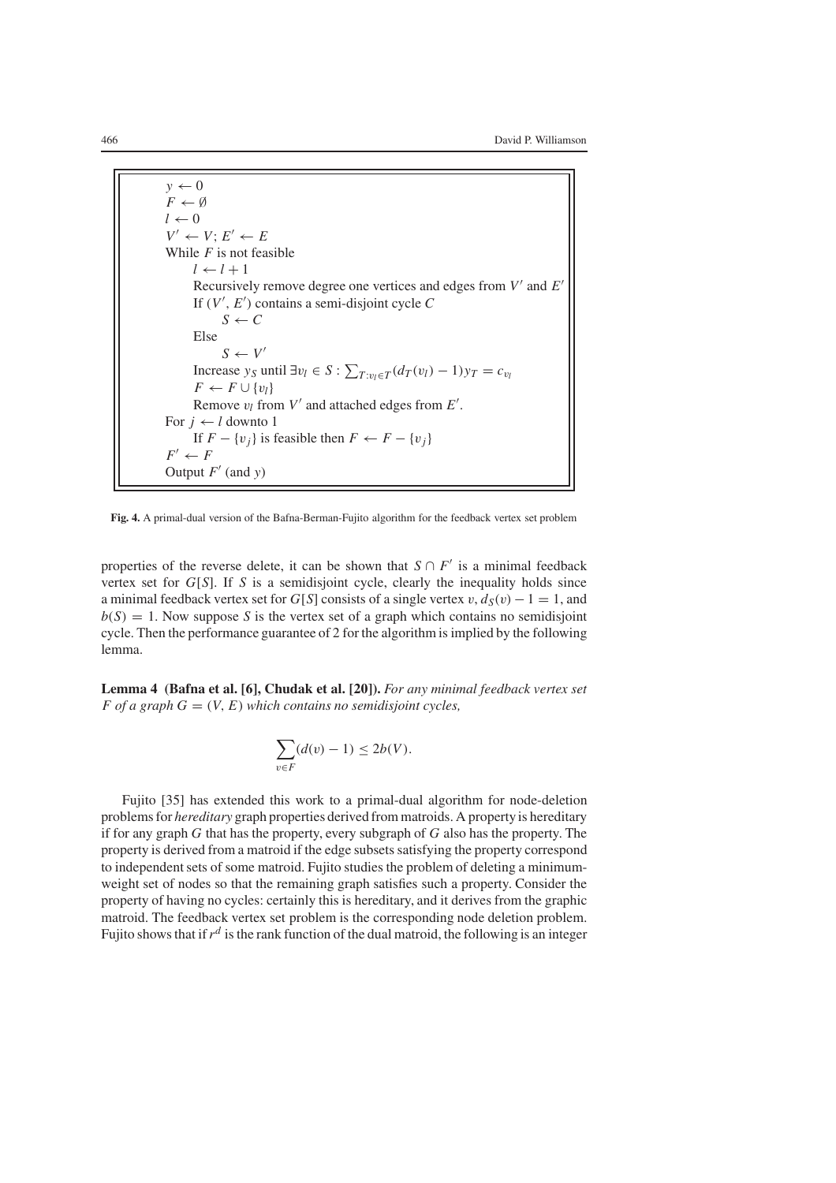```
y ← 0
F ← ∅
l ← 0
V' ← V; E' ← E
While F is not feasible
    l ← l + 1
    Recursively remove degree one vertices and edges from V' and E'
    If (V', E') contains a semi-disjoint cycle C
        S ← C
    Else
        S ← V'
    Increase y_S until ∃v_l ∈ S : Σ_{T:v_l∈T} (d_T(v_l) − 1) y_T = c_{v_l}
    F ← F ∪ {v_l}
    Remove v_l from V' and attached edges from E'.
For j ← l downto 1
    If F − {v_j} is feasible then F ← F − {v_j}
F' ← F
Output F' (and y)
```

**Fig. 4.** A primal-dual version of the Bafna-Berman-Fujito algorithm for the feedback vertex set problem

properties of the reverse delete, it can be shown that $S \cap F'$ is a minimal feedback vertex set for $G[S]$. If $S$ is a semidisjoint cycle, clearly the inequality holds since a minimal feedback vertex set for $G[S]$ consists of a single vertex $v$, $d_S(v) - 1 = 1$, and $b(S) = 1$. Now suppose $S$ is the vertex set of a graph which contains no semidisjoint cycle. Then the performance guarantee of 2 for the algorithm is implied by the following lemma.

**Lemma 4 (Bafna et al. [6], Chudak et al. [20]).** *For any minimal feedback vertex set $F$ of a graph $G = (V, E)$ which contains no semidisjoint cycles,*

$$\sum_{v \in F} (d(v) - 1) \leq 2b(V).$$

Fujito [35] has extended this work to a primal-dual algorithm for node-deletion problems for *hereditary* graph properties derived from matroids. A property is hereditary if for any graph $G$ that has the property, every subgraph of $G$ also has the property. The property is derived from a matroid if the edge subsets satisfying the property correspond to independent sets of some matroid. Fujito studies the problem of deleting a minimum-weight set of nodes so that the remaining graph satisfies such a property. Consider the property of having no cycles: certainly this is hereditary, and it derives from the graphic matroid. The feedback vertex set problem is the corresponding node deletion problem. Fujito shows that if $r^d$ is the rank function of the dual matroid, the following is an integer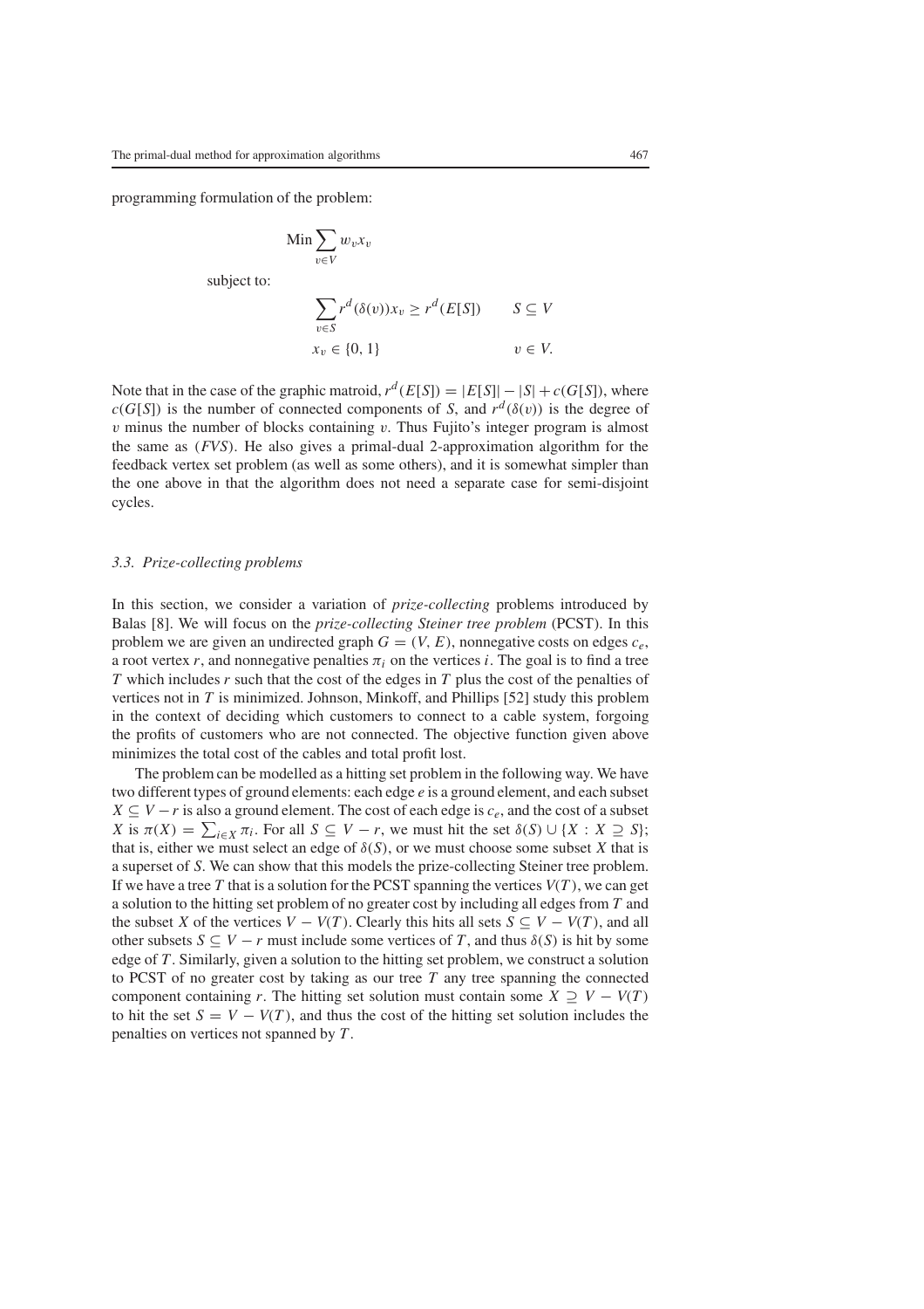programming formulation of the problem:

$$\text{Min} \sum_{v \in V} w_v x_v$$

subject to:

$$\sum_{v \in S} r^d(\delta(v)) x_v \geq r^d(E[S]) \qquad S \subseteq V$$

$$x_v \in \{0, 1\} \qquad v \in V.$$

Note that in the case of the graphic matroid, $r^d(E[S]) = |E[S]| - |S| + c(G[S])$, where $c(G[S])$ is the number of connected components of $S$, and $r^d(\delta(v))$ is the degree of $v$ minus the number of blocks containing $v$. Thus Fujito's integer program is almost the same as (*FVS*). He also gives a primal-dual 2-approximation algorithm for the feedback vertex set problem (as well as some others), and it is somewhat simpler than the one above in that the algorithm does not need a separate case for semi-disjoint cycles.

### *3.3. Prize-collecting problems*

In this section, we consider a variation of *prize-collecting* problems introduced by Balas [8]. We will focus on the *prize-collecting Steiner tree problem* (PCST). In this problem we are given an undirected graph $G = (V, E)$, nonnegative costs on edges $c_e$, a root vertex $r$, and nonnegative penalties $\pi_i$ on the vertices $i$. The goal is to find a tree $T$ which includes $r$ such that the cost of the edges in $T$ plus the cost of the penalties of vertices not in $T$ is minimized. Johnson, Minkoff, and Phillips [52] study this problem in the context of deciding which customers to connect to a cable system, forgoing the profits of customers who are not connected. The objective function given above minimizes the total cost of the cables and total profit lost.

The problem can be modelled as a hitting set problem in the following way. We have two different types of ground elements: each edge $e$ is a ground element, and each subset $X \subseteq V - r$ is also a ground element. The cost of each edge is $c_e$, and the cost of a subset $X$ is $\pi(X) = \sum_{i \in X} \pi_i$. For all $S \subseteq V - r$, we must hit the set $\delta(S) \cup \{X : X \supseteq S\}$; that is, either we must select an edge of $\delta(S)$, or we must choose some subset $X$ that is a superset of $S$. We can show that this models the prize-collecting Steiner tree problem. If we have a tree $T$ that is a solution for the PCST spanning the vertices $V(T)$, we can get a solution to the hitting set problem of no greater cost by including all edges from $T$ and the subset $X$ of the vertices $V - V(T)$. Clearly this hits all sets $S \subseteq V - V(T)$, and all other subsets $S \subseteq V - r$ must include some vertices of $T$, and thus $\delta(S)$ is hit by some edge of $T$. Similarly, given a solution to the hitting set problem, we construct a solution to PCST of no greater cost by taking as our tree $T$ any tree spanning the connected component containing $r$. The hitting set solution must contain some $X \supseteq V - V(T)$ to hit the set $S = V - V(T)$, and thus the cost of the hitting set solution includes the penalties on vertices not spanned by $T$.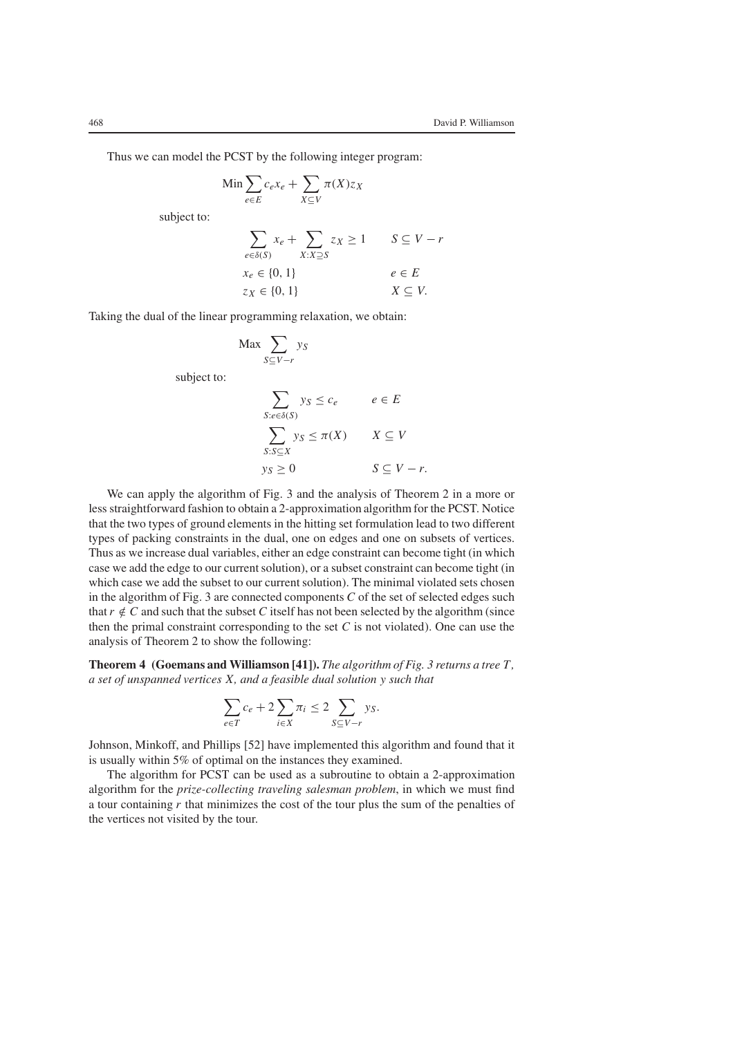Thus we can model the PCST by the following integer program:

$$\text{Min} \sum_{e \in E} c_e x_e + \sum_{X \subseteq V} \pi(X) z_X$$

subject to:

$$\begin{aligned}
\sum_{e \in \delta(S)} x_e + \sum_{X : X \supseteq S} z_X &\geq 1 & \quad S \subseteq V - r \\
x_e &\in \{0, 1\} & e \in E \\
z_X &\in \{0, 1\} & X \subseteq V.
\end{aligned}$$

Taking the dual of the linear programming relaxation, we obtain:

$$\text{Max} \sum_{S \subseteq V - r} y_S$$

subject to:

$$\begin{aligned}
\sum_{S : e \in \delta(S)} y_S &\leq c_e & \quad e \in E \\
\sum_{S : S \subseteq X} y_S &\leq \pi(X) & X \subseteq V \\
y_S &\geq 0 & S \subseteq V - r.
\end{aligned}$$

We can apply the algorithm of Fig. 3 and the analysis of Theorem 2 in a more or less straightforward fashion to obtain a 2-approximation algorithm for the PCST. Notice that the two types of ground elements in the hitting set formulation lead to two different types of packing constraints in the dual, one on edges and one on subsets of vertices. Thus as we increase dual variables, either an edge constraint can become tight (in which case we add the edge to our current solution), or a subset constraint can become tight (in which case we add the subset to our current solution). The minimal violated sets chosen in the algorithm of Fig. 3 are connected components $C$ of the set of selected edges such that $r \notin C$ and such that the subset $C$ itself has not been selected by the algorithm (since then the primal constraint corresponding to the set $C$ is not violated). One can use the analysis of Theorem 2 to show the following:

**Theorem 4 (Goemans and Williamson [41]).** *The algorithm of Fig. 3 returns a tree $T$, a set of unspanned vertices $X$, and a feasible dual solution $y$ such that*

$$\sum_{e \in T} c_e + 2 \sum_{i \in X} \pi_i \leq 2 \sum_{S \subseteq V - r} y_S.$$

Johnson, Minkoff, and Phillips [52] have implemented this algorithm and found that it is usually within 5% of optimal on the instances they examined.

The algorithm for PCST can be used as a subroutine to obtain a 2-approximation algorithm for the *prize-collecting traveling salesman problem*, in which we must find a tour containing $r$ that minimizes the cost of the tour plus the sum of the penalties of the vertices not visited by the tour.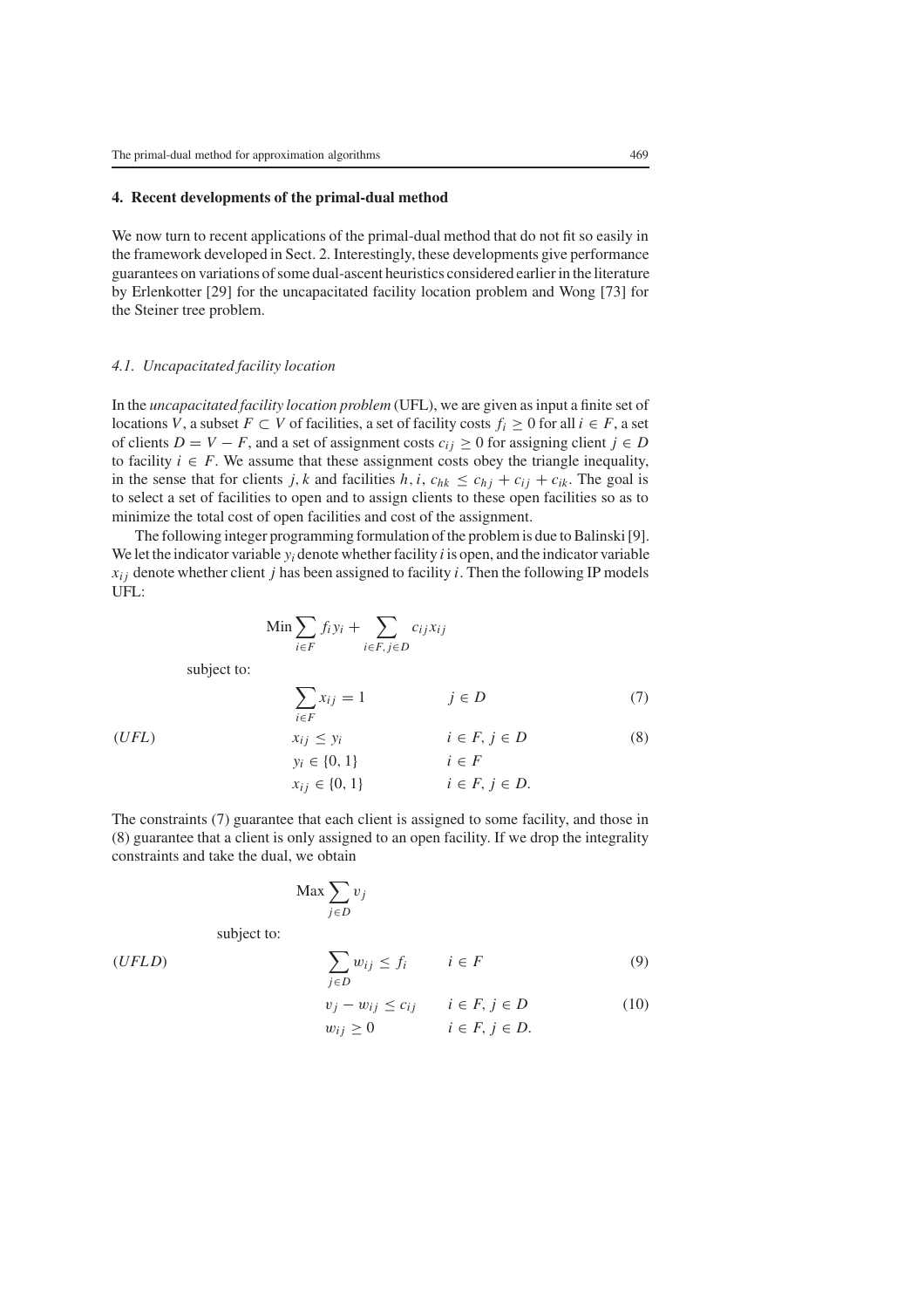## 4. Recent developments of the primal-dual method

We now turn to recent applications of the primal-dual method that do not fit so easily in the framework developed in Sect. 2. Interestingly, these developments give performance guarantees on variations of some dual-ascent heuristics considered earlier in the literature by Erlenkotter [29] for the uncapacitated facility location problem and Wong [73] for the Steiner tree problem.

### 4.1. Uncapacitated facility location

In the *uncapacitated facility location problem* (UFL), we are given as input a finite set of locations $V$, a subset $F \subset V$ of facilities, a set of facility costs $f_i \geq 0$ for all $i \in F$, a set of clients $D = V - F$, and a set of assignment costs $c_{ij} \geq 0$ for assigning client $j \in D$ to facility $i \in F$. We assume that these assignment costs obey the triangle inequality, in the sense that for clients $j, k$ and facilities $h, i$, $c_{hk} \leq c_{hj} + c_{ij} + c_{ik}$. The goal is to select a set of facilities to open and to assign clients to these open facilities so as to minimize the total cost of open facilities and cost of the assignment.

The following integer programming formulation of the problem is due to Balinski [9]. We let the indicator variable $y_i$ denote whether facility $i$ is open, and the indicator variable $x_{ij}$ denote whether client $j$ has been assigned to facility $i$. Then the following IP models UFL:

$$
(UFL) \qquad
\begin{aligned}
\text{Min} \sum_{i \in F} f_i y_i &+ \sum_{i \in F, j \in D} c_{ij} x_{ij} \\
\text{subject to:} & \\
\sum_{i \in F} x_{ij} &= 1 && j \in D && (7) \\
x_{ij} &\leq y_i && i \in F,\ j \in D && (8) \\
y_i &\in \{0, 1\} && i \in F \\
x_{ij} &\in \{0, 1\} && i \in F,\ j \in D.
\end{aligned}
$$

The constraints (7) guarantee that each client is assigned to some facility, and those in (8) guarantee that a client is only assigned to an open facility. If we drop the integrality constraints and take the dual, we obtain

$$
(UFLD) \qquad
\begin{aligned}
\text{Max} \sum_{j \in D} v_j & \\
\text{subject to:} & \\
\sum_{j \in D} w_{ij} &\leq f_i && i \in F && (9) \\
v_j - w_{ij} &\leq c_{ij} && i \in F,\ j \in D && (10) \\
w_{ij} &\geq 0 && i \in F,\ j \in D.
\end{aligned}
$$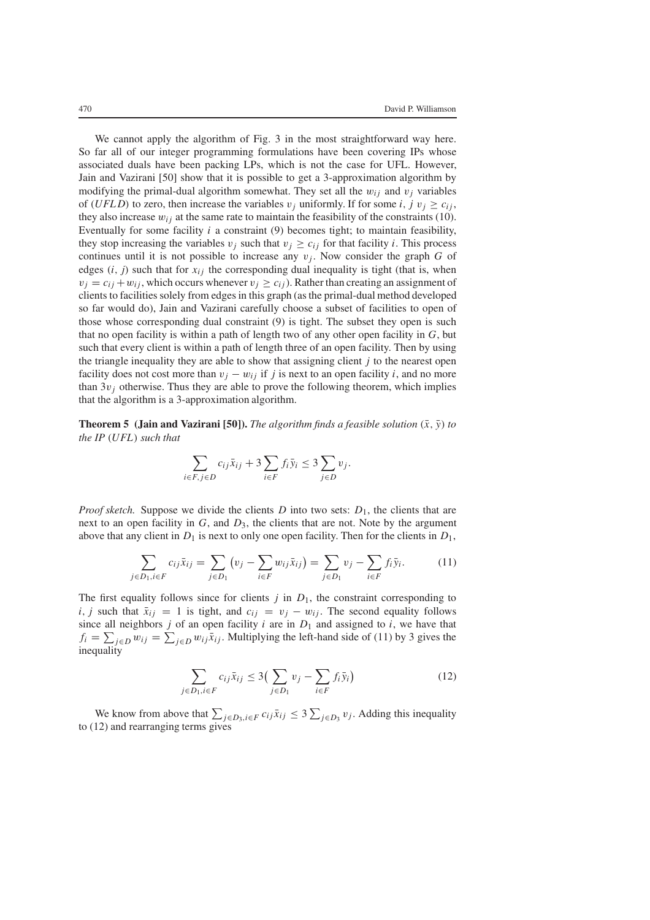We cannot apply the algorithm of Fig. 3 in the most straightforward way here. So far all of our integer programming formulations have been covering IPs whose associated duals have been packing LPs, which is not the case for UFL. However, Jain and Vazirani [50] show that it is possible to get a 3-approximation algorithm by modifying the primal-dual algorithm somewhat. They set all the $w_{ij}$ and $v_j$ variables of $(UFLD)$ to zero, then increase the variables $v_j$ uniformly. If for some $i$, $j$ $v_j \geq c_{ij}$, they also increase $w_{ij}$ at the same rate to maintain the feasibility of the constraints (10). Eventually for some facility $i$ a constraint (9) becomes tight; to maintain feasibility, they stop increasing the variables $v_j$ such that $v_j \geq c_{ij}$ for that facility $i$. This process continues until it is not possible to increase any $v_j$. Now consider the graph $G$ of edges $(i, j)$ such that for $x_{ij}$ the corresponding dual inequality is tight (that is, when $v_j = c_{ij} + w_{ij}$, which occurs whenever $v_j \geq c_{ij}$). Rather than creating an assignment of clients to facilities solely from edges in this graph (as the primal-dual method developed so far would do), Jain and Vazirani carefully choose a subset of facilities to open of those whose corresponding dual constraint (9) is tight. The subset they open is such that no open facility is within a path of length two of any other open facility in $G$, but such that every client is within a path of length three of an open facility. Then by using the triangle inequality they are able to show that assigning client $j$ to the nearest open facility does not cost more than $v_j - w_{ij}$ if $j$ is next to an open facility $i$, and no more than $3v_j$ otherwise. Thus they are able to prove the following theorem, which implies that the algorithm is a 3-approximation algorithm.

**Theorem 5 (Jain and Vazirani [50]).** *The algorithm finds a feasible solution $(\bar{x}, \bar{y})$ to the IP $(UFL)$ such that*

$$\sum_{i \in F, j \in D} c_{ij}\bar{x}_{ij} + 3\sum_{i \in F} f_i \bar{y}_i \leq 3 \sum_{j \in D} v_j.$$

*Proof sketch.* Suppose we divide the clients $D$ into two sets: $D_1$, the clients that are next to an open facility in $G$, and $D_3$, the clients that are not. Note by the argument above that any client in $D_1$ is next to only one open facility. Then for the clients in $D_1$,

$$\sum_{j \in D_1, i \in F} c_{ij}\bar{x}_{ij} = \sum_{j \in D_1} \big(v_j - \sum_{i \in F} w_{ij}\bar{x}_{ij}\big) = \sum_{j \in D_1} v_j - \sum_{i \in F} f_i \bar{y}_i. \tag{11}$$

The first equality follows since for clients $j$ in $D_1$, the constraint corresponding to $i, j$ such that $\bar{x}_{ij} = 1$ is tight, and $c_{ij} = v_j - w_{ij}$. The second equality follows since all neighbors $j$ of an open facility $i$ are in $D_1$ and assigned to $i$, we have that $f_i = \sum_{j \in D} w_{ij} = \sum_{j \in D} w_{ij}\bar{x}_{ij}$. Multiplying the left-hand side of (11) by 3 gives the inequality

$$\sum_{j \in D_1, i \in F} c_{ij}\bar{x}_{ij} \leq 3\big(\sum_{j \in D_1} v_j - \sum_{i \in F} f_i \bar{y}_i\big) \tag{12}$$

We know from above that $\sum_{j \in D_3, i \in F} c_{ij}\bar{x}_{ij} \leq 3\sum_{j \in D_3} v_j$. Adding this inequality to (12) and rearranging terms gives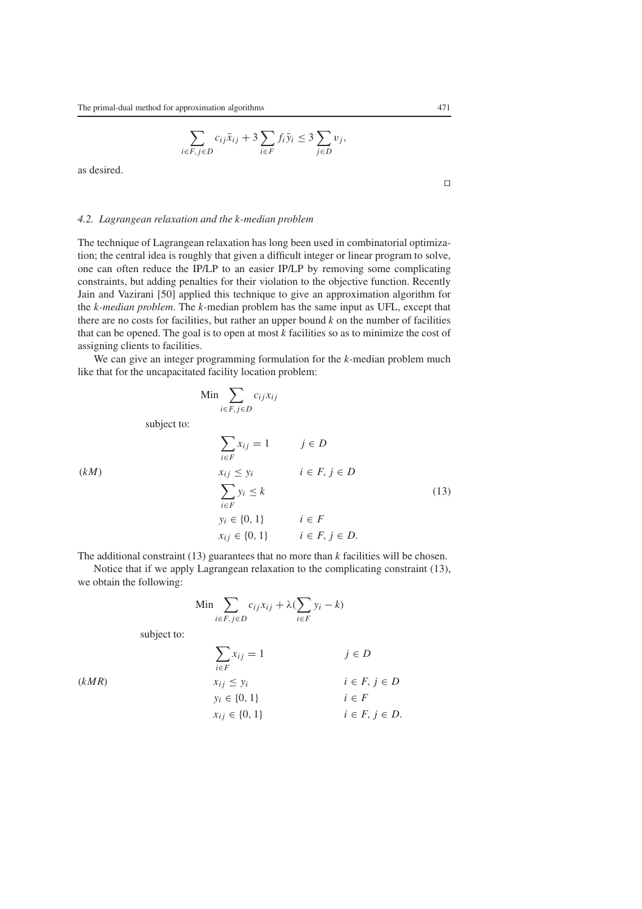$$\sum_{i \in F, j \in D} c_{ij}\bar{x}_{ij} + 3\sum_{i \in F} f_i \bar{y}_i \le 3\sum_{j \in D} v_j,$$

as desired.

□

### 4.2. Lagrangean relaxation and the k-median problem

The technique of Lagrangean relaxation has long been used in combinatorial optimization; the central idea is roughly that given a difficult integer or linear program to solve, one can often reduce the IP/LP to an easier IP/LP by removing some complicating constraints, but adding penalties for their violation to the objective function. Recently Jain and Vazirani [50] applied this technique to give an approximation algorithm for the *k-median problem*. The $k$-median problem has the same input as UFL, except that there are no costs for facilities, but rather an upper bound $k$ on the number of facilities that can be opened. The goal is to open at most $k$ facilities so as to minimize the cost of assigning clients to facilities.

We can give an integer programming formulation for the $k$-median problem much like that for the uncapacitated facility location problem:

$$\text{Min} \sum_{i \in F, j \in D} c_{ij} x_{ij}$$

subject to:

$$(kM) \qquad \begin{aligned} &\sum_{i \in F} x_{ij} = 1 && j \in D \\ &x_{ij} \le y_i && i \in F, j \in D \\ &\sum_{i \in F} y_i \le k && && (13) \\ &y_i \in \{0, 1\} && i \in F \\ &x_{ij} \in \{0, 1\} && i \in F, j \in D. \end{aligned}$$

The additional constraint (13) guarantees that no more than $k$ facilities will be chosen.

Notice that if we apply Lagrangean relaxation to the complicating constraint (13), we obtain the following:

$$\text{Min} \sum_{i \in F, j \in D} c_{ij} x_{ij} + \lambda\Big(\sum_{i \in F} y_i - k\Big)$$

subject to:

$$(kMR) \qquad \begin{aligned} &\sum_{i \in F} x_{ij} = 1 && j \in D \\ &x_{ij} \le y_i && i \in F, j \in D \\ &y_i \in \{0, 1\} && i \in F \\ &x_{ij} \in \{0, 1\} && i \in F, j \in D. \end{aligned}$$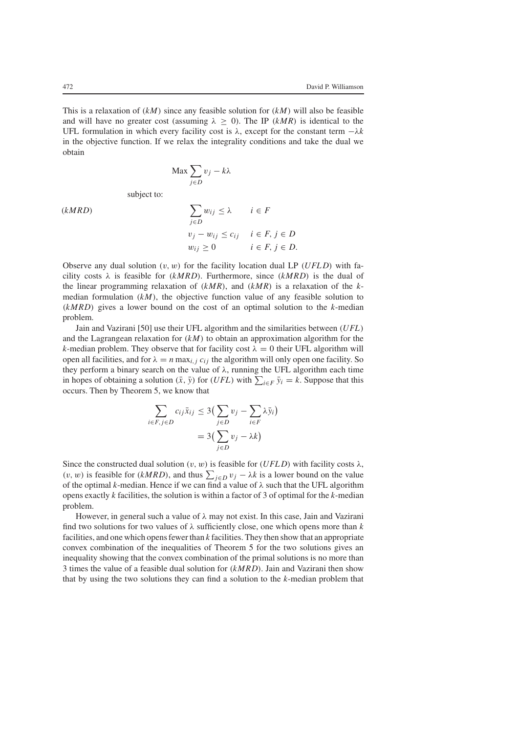This is a relaxation of $(kM)$ since any feasible solution for $(kM)$ will also be feasible and will have no greater cost (assuming $\lambda \geq 0$). The IP $(kMR)$ is identical to the UFL formulation in which every facility cost is $\lambda$, except for the constant term $-\lambda k$ in the objective function. If we relax the integrality conditions and take the dual we obtain

$$\text{Max} \sum_{j \in D} v_j - k\lambda$$

subject to:

$$(kMRD) \qquad \begin{aligned} \sum_{j \in D} w_{ij} &\leq \lambda & i \in F \\ v_j - w_{ij} &\leq c_{ij} & i \in F, j \in D \\ w_{ij} &\geq 0 & i \in F, j \in D. \end{aligned}$$

Observe any dual solution $(v, w)$ for the facility location dual LP $(UFLD)$ with facility costs $\lambda$ is feasible for $(kMRD)$. Furthermore, since $(kMRD)$ is the dual of the linear programming relaxation of $(kMR)$, and $(kMR)$ is a relaxation of the $k$-median formulation $(kM)$, the objective function value of any feasible solution to $(kMRD)$ gives a lower bound on the cost of an optimal solution to the $k$-median problem.

Jain and Vazirani [50] use their UFL algorithm and the similarities between $(UFL)$ and the Lagrangean relaxation for $(kM)$ to obtain an approximation algorithm for the $k$-median problem. They observe that for facility cost $\lambda = 0$ their UFL algorithm will open all facilities, and for $\lambda = n \max_{i,j} c_{ij}$ the algorithm will only open one facility. So they perform a binary search on the value of $\lambda$, running the UFL algorithm each time in hopes of obtaining a solution $(\bar{x}, \bar{y})$ for $(UFL)$ with $\sum_{i \in F} \bar{y}_i = k$. Suppose that this occurs. Then by Theorem 5, we know that

$$\begin{aligned} \sum_{i \in F, j \in D} c_{ij} \bar{x}_{ij} &\leq 3\big(\sum_{j \in D} v_j - \sum_{i \in F} \lambda \bar{y}_i\big) \\ &= 3\big(\sum_{j \in D} v_j - \lambda k\big) \end{aligned}$$

Since the constructed dual solution $(v, w)$ is feasible for $(UFLD)$ with facility costs $\lambda$, $(v, w)$ is feasible for $(kMRD)$, and thus $\sum_{j \in D} v_j - \lambda k$ is a lower bound on the value of the optimal $k$-median. Hence if we can find a value of $\lambda$ such that the UFL algorithm opens exactly $k$ facilities, the solution is within a factor of 3 of optimal for the $k$-median problem.

However, in general such a value of $\lambda$ may not exist. In this case, Jain and Vazirani find two solutions for two values of $\lambda$ sufficiently close, one which opens more than $k$ facilities, and one which opens fewer than $k$ facilities. They then show that an appropriate convex combination of the inequalities of Theorem 5 for the two solutions gives an inequality showing that the convex combination of the primal solutions is no more than 3 times the value of a feasible dual solution for $(kMRD)$. Jain and Vazirani then show that by using the two solutions they can find a solution to the $k$-median problem that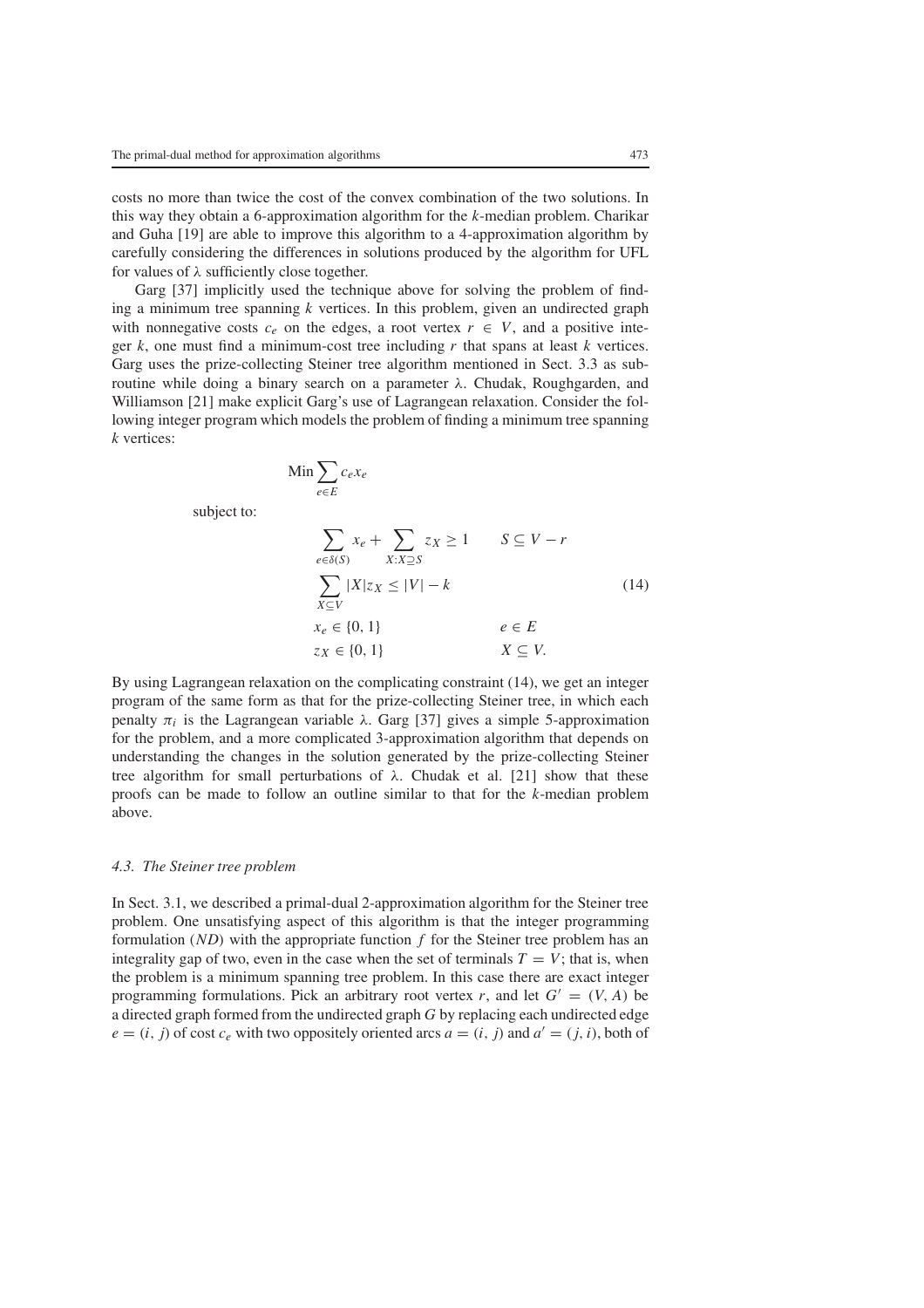costs no more than twice the cost of the convex combination of the two solutions. In this way they obtain a 6-approximation algorithm for the $k$-median problem. Charikar and Guha [19] are able to improve this algorithm to a 4-approximation algorithm by carefully considering the differences in solutions produced by the algorithm for UFL for values of $\lambda$ sufficiently close together.

Garg [37] implicitly used the technique above for solving the problem of finding a minimum tree spanning $k$ vertices. In this problem, given an undirected graph with nonnegative costs $c_e$ on the edges, a root vertex $r \in V$, and a positive integer $k$, one must find a minimum-cost tree including $r$ that spans at least $k$ vertices. Garg uses the prize-collecting Steiner tree algorithm mentioned in Sect. 3.3 as subroutine while doing a binary search on a parameter $\lambda$. Chudak, Roughgarden, and Williamson [21] make explicit Garg's use of Lagrangean relaxation. Consider the following integer program which models the problem of finding a minimum tree spanning $k$ vertices:

$$\text{Min} \sum_{e \in E} c_e x_e$$

subject to:

$$\begin{aligned}
\sum_{e \in \delta(S)} x_e + \sum_{X : X \supseteq S} z_X &\geq 1 & S &\subseteq V - r \\
\sum_{X \subseteq V} |X| z_X &\leq |V| - k & & \qquad (14) \\
x_e &\in \{0, 1\} & e &\in E \\
z_X &\in \{0, 1\} & X &\subseteq V.
\end{aligned}$$

By using Lagrangean relaxation on the complicating constraint (14), we get an integer program of the same form as that for the prize-collecting Steiner tree, in which each penalty $\pi_i$ is the Lagrangean variable $\lambda$. Garg [37] gives a simple 5-approximation for the problem, and a more complicated 3-approximation algorithm that depends on understanding the changes in the solution generated by the prize-collecting Steiner tree algorithm for small perturbations of $\lambda$. Chudak et al. [21] show that these proofs can be made to follow an outline similar to that for the $k$-median problem above.

### *4.3. The Steiner tree problem*

In Sect. 3.1, we described a primal-dual 2-approximation algorithm for the Steiner tree problem. One unsatisfying aspect of this algorithm is that the integer programming formulation ($ND$) with the appropriate function $f$ for the Steiner tree problem has an integrality gap of two, even in the case when the set of terminals $T = V$; that is, when the problem is a minimum spanning tree problem. In this case there are exact integer programming formulations. Pick an arbitrary root vertex $r$, and let $G' = (V, A)$ be a directed graph formed from the undirected graph $G$ by replacing each undirected edge $e = (i, j)$ of cost $c_e$ with two oppositely oriented arcs $a = (i, j)$ and $a' = (j, i)$, both of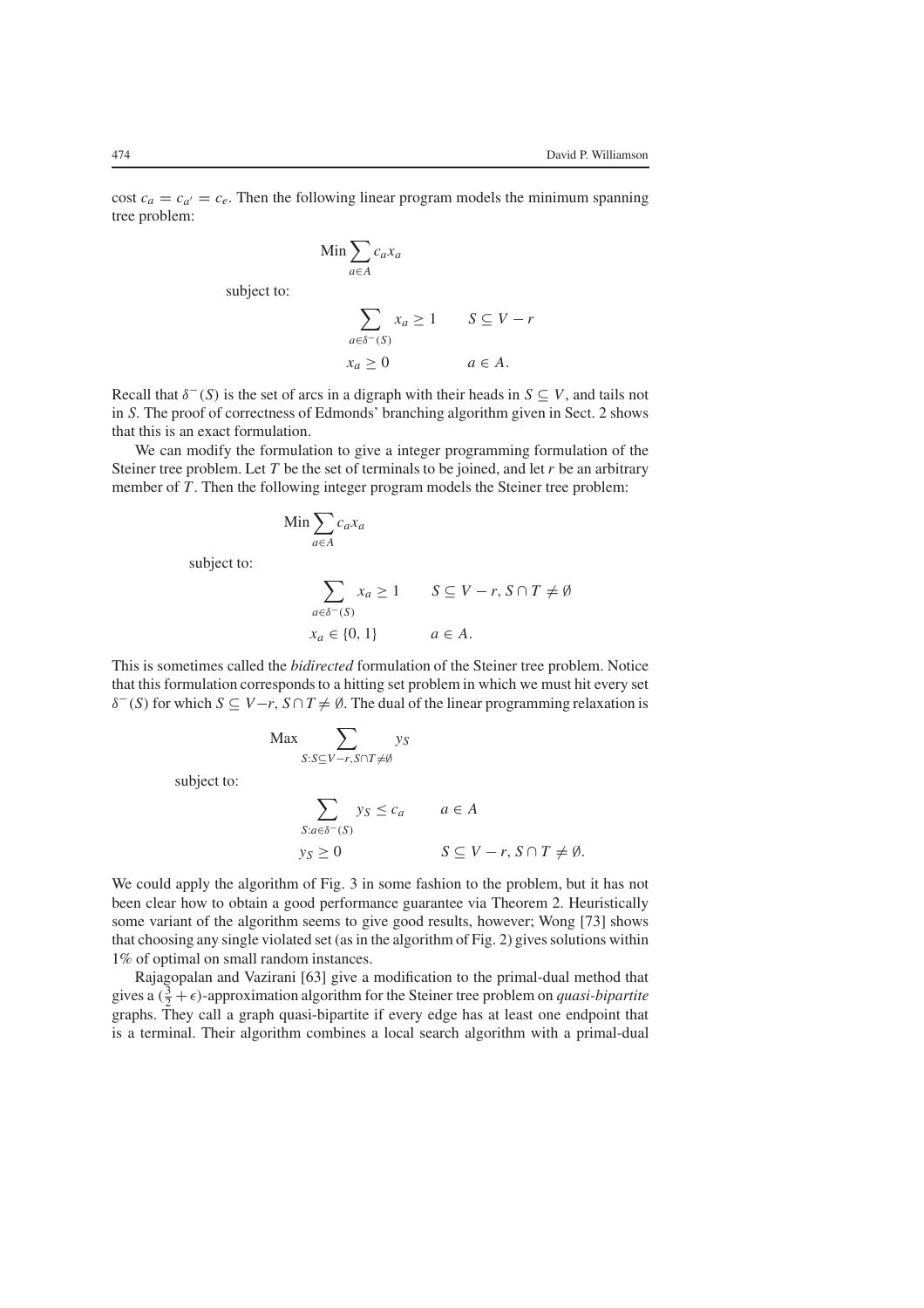cost $c_a = c_{a'} = c_e$. Then the following linear program models the minimum spanning tree problem:

$$\text{Min} \sum_{a \in A} c_a x_a$$

subject to:

$$\sum_{a \in \delta^-(S)} x_a \geq 1 \qquad S \subseteq V - r$$

$$x_a \geq 0 \qquad a \in A.$$

Recall that $\delta^-(S)$ is the set of arcs in a digraph with their heads in $S \subseteq V$, and tails not in $S$. The proof of correctness of Edmonds' branching algorithm given in Sect. 2 shows that this is an exact formulation.

We can modify the formulation to give a integer programming formulation of the Steiner tree problem. Let $T$ be the set of terminals to be joined, and let $r$ be an arbitrary member of $T$. Then the following integer program models the Steiner tree problem:

$$\text{Min} \sum_{a \in A} c_a x_a$$

subject to:

$$\sum_{a \in \delta^-(S)} x_a \geq 1 \qquad S \subseteq V - r, S \cap T \neq \emptyset$$

$$x_a \in \{0, 1\} \qquad a \in A.$$

This is sometimes called the *bidirected* formulation of the Steiner tree problem. Notice that this formulation corresponds to a hitting set problem in which we must hit every set $\delta^-(S)$ for which $S \subseteq V - r$, $S \cap T \neq \emptyset$. The dual of the linear programming relaxation is

$$\text{Max} \sum_{S: S \subseteq V - r, S \cap T \neq \emptyset} y_S$$

subject to:

$$\sum_{S: a \in \delta^-(S)} y_S \leq c_a \qquad a \in A$$

$$y_S \geq 0 \qquad S \subseteq V - r, S \cap T \neq \emptyset.$$

We could apply the algorithm of Fig. 3 in some fashion to the problem, but it has not been clear how to obtain a good performance guarantee via Theorem 2. Heuristically some variant of the algorithm seems to give good results, however; Wong [73] shows that choosing any single violated set (as in the algorithm of Fig. 2) gives solutions within 1% of optimal on small random instances.

Rajagopalan and Vazirani [63] give a modification to the primal-dual method that gives a $(\frac{3}{2} + \epsilon)$-approximation algorithm for the Steiner tree problem on *quasi-bipartite* graphs. They call a graph quasi-bipartite if every edge has at least one endpoint that is a terminal. Their algorithm combines a local search algorithm with a primal-dual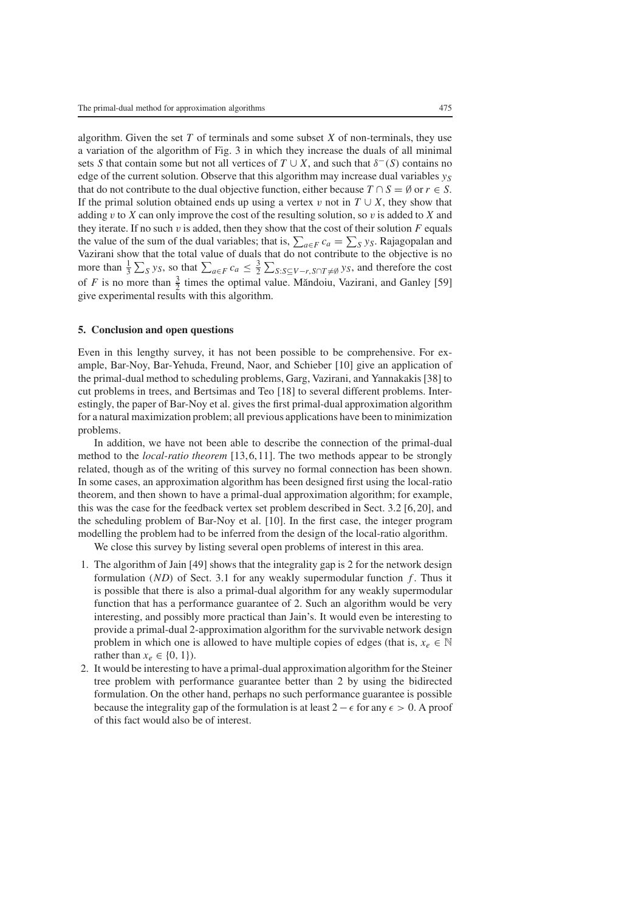algorithm. Given the set $T$ of terminals and some subset $X$ of non-terminals, they use a variation of the algorithm of Fig. 3 in which they increase the duals of all minimal sets $S$ that contain some but not all vertices of $T \cup X$, and such that $\delta^-(S)$ contains no edge of the current solution. Observe that this algorithm may increase dual variables $y_S$ that do not contribute to the dual objective function, either because $T \cap S = \emptyset$ or $r \in S$. If the primal solution obtained ends up using a vertex $v$ not in $T \cup X$, they show that adding $v$ to $X$ can only improve the cost of the resulting solution, so $v$ is added to $X$ and they iterate. If no such $v$ is added, then they show that the cost of their solution $F$ equals the value of the sum of the dual variables; that is, $\sum_{a \in F} c_a = \sum_S y_S$. Rajagopalan and Vazirani show that the total value of duals that do not contribute to the objective is no more than $\frac{1}{3} \sum_S y_S$, so that $\sum_{a \in F} c_a \leq \frac{3}{2} \sum_{S: S \subseteq V-r, S \cap T \neq \emptyset} y_S$, and therefore the cost of $F$ is no more than $\frac{3}{2}$ times the optimal value. Măndoiu, Vazirani, and Ganley [59] give experimental results with this algorithm.

## 5. Conclusion and open questions

Even in this lengthy survey, it has not been possible to be comprehensive. For example, Bar-Noy, Bar-Yehuda, Freund, Naor, and Schieber [10] give an application of the primal-dual method to scheduling problems, Garg, Vazirani, and Yannakakis [38] to cut problems in trees, and Bertsimas and Teo [18] to several different problems. Interestingly, the paper of Bar-Noy et al. gives the first primal-dual approximation algorithm for a natural maximization problem; all previous applications have been to minimization problems.

In addition, we have not been able to describe the connection of the primal-dual method to the *local-ratio theorem* [13,6,11]. The two methods appear to be strongly related, though as of the writing of this survey no formal connection has been shown. In some cases, an approximation algorithm has been designed first using the local-ratio theorem, and then shown to have a primal-dual approximation algorithm; for example, this was the case for the feedback vertex set problem described in Sect. 3.2 [6,20], and the scheduling problem of Bar-Noy et al. [10]. In the first case, the integer program modelling the problem had to be inferred from the design of the local-ratio algorithm.

We close this survey by listing several open problems of interest in this area.

1. The algorithm of Jain [49] shows that the integrality gap is 2 for the network design formulation (*ND*) of Sect. 3.1 for any weakly supermodular function $f$. Thus it is possible that there is also a primal-dual algorithm for any weakly supermodular function that has a performance guarantee of 2. Such an algorithm would be very interesting, and possibly more practical than Jain's. It would even be interesting to provide a primal-dual 2-approximation algorithm for the survivable network design problem in which one is allowed to have multiple copies of edges (that is, $x_e \in \mathbb{N}$ rather than $x_e \in \{0, 1\}$).
2. It would be interesting to have a primal-dual approximation algorithm for the Steiner tree problem with performance guarantee better than 2 by using the bidirected formulation. On the other hand, perhaps no such performance guarantee is possible because the integrality gap of the formulation is at least $2 - \epsilon$ for any $\epsilon > 0$. A proof of this fact would also be of interest.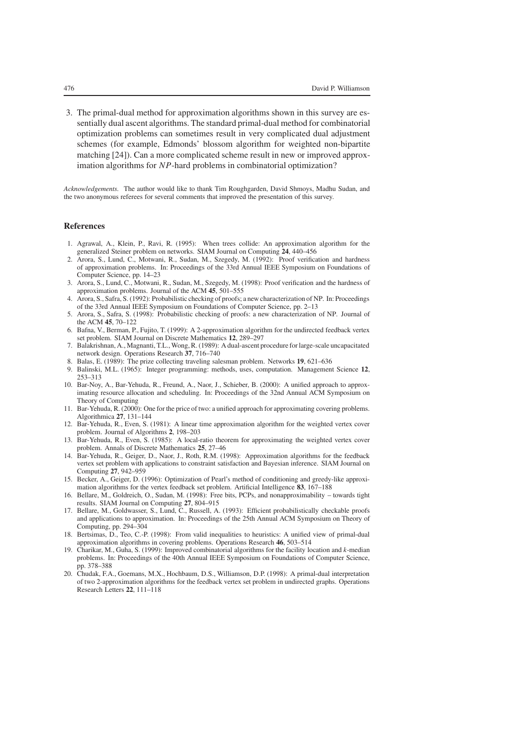3. The primal-dual method for approximation algorithms shown in this survey are essentially dual ascent algorithms. The standard primal-dual method for combinatorial optimization problems can sometimes result in very complicated dual adjustment schemes (for example, Edmonds' blossom algorithm for weighted non-bipartite matching [24]). Can a more complicated scheme result in new or improved approximation algorithms for $NP$-hard problems in combinatorial optimization?

*Acknowledgements.* The author would like to thank Tim Roughgarden, David Shmoys, Madhu Sudan, and the two anonymous referees for several comments that improved the presentation of this survey.

## References

1. Agrawal, A., Klein, P., Ravi, R. (1995): When trees collide: An approximation algorithm for the generalized Steiner problem on networks. SIAM Journal on Computing **24**, 440–456
2. Arora, S., Lund, C., Motwani, R., Sudan, M., Szegedy, M. (1992): Proof verification and hardness of approximation problems. In: Proceedings of the 33rd Annual IEEE Symposium on Foundations of Computer Science, pp. 14–23
3. Arora, S., Lund, C., Motwani, R., Sudan, M., Szegedy, M. (1998): Proof verification and the hardness of approximation problems. Journal of the ACM **45**, 501–555
4. Arora, S., Safra, S. (1992): Probabilistic checking of proofs; a new characterization of NP. In: Proceedings of the 33rd Annual IEEE Symposium on Foundations of Computer Science, pp. 2–13
5. Arora, S., Safra, S. (1998): Probabilistic checking of proofs: a new characterization of NP. Journal of the ACM **45**, 70–122
6. Bafna, V., Berman, P., Fujito, T. (1999): A 2-approximation algorithm for the undirected feedback vertex set problem. SIAM Journal on Discrete Mathematics **12**, 289–297
7. Balakrishnan, A., Magnanti, T.L., Wong, R. (1989): A dual-ascent procedure for large-scale uncapacitated network design. Operations Research **37**, 716–740
8. Balas, E. (1989): The prize collecting traveling salesman problem. Networks **19**, 621–636
9. Balinski, M.L. (1965): Integer programming: methods, uses, computation. Management Science **12**, 253–313
10. Bar-Noy, A., Bar-Yehuda, R., Freund, A., Naor, J., Schieber, B. (2000): A unified approach to approximating resource allocation and scheduling. In: Proceedings of the 32nd Annual ACM Symposium on Theory of Computing
11. Bar-Yehuda, R. (2000): One for the price of two: a unified approach for approximating covering problems. Algorithmica **27**, 131–144
12. Bar-Yehuda, R., Even, S. (1981): A linear time approximation algorithm for the weighted vertex cover problem. Journal of Algorithms **2**, 198–203
13. Bar-Yehuda, R., Even, S. (1985): A local-ratio theorem for approximating the weighted vertex cover problem. Annals of Discrete Mathematics **25**, 27–46
14. Bar-Yehuda, R., Geiger, D., Naor, J., Roth, R.M. (1998): Approximation algorithms for the feedback vertex set problem with applications to constraint satisfaction and Bayesian inference. SIAM Journal on Computing **27**, 942–959
15. Becker, A., Geiger, D. (1996): Optimization of Pearl's method of conditioning and greedy-like approximation algorithms for the vertex feedback set problem. Artificial Intelligence **83**, 167–188
16. Bellare, M., Goldreich, O., Sudan, M. (1998): Free bits, PCPs, and nonapproximability – towards tight results. SIAM Journal on Computing **27**, 804–915
17. Bellare, M., Goldwasser, S., Lund, C., Russell, A. (1993): Efficient probabilistically checkable proofs and applications to approximation. In: Proceedings of the 25th Annual ACM Symposium on Theory of Computing, pp. 294–304
18. Bertsimas, D., Teo, C.-P. (1998): From valid inequalities to heuristics: A unified view of primal-dual approximation algorithms in covering problems. Operations Research **46**, 503–514
19. Charikar, M., Guha, S. (1999): Improved combinatorial algorithms for the facility location and $k$-median problems. In: Proceedings of the 40th Annual IEEE Symposium on Foundations of Computer Science, pp. 378–388
20. Chudak, F.A., Goemans, M.X., Hochbaum, D.S., Williamson, D.P. (1998): A primal-dual interpretation of two 2-approximation algorithms for the feedback vertex set problem in undirected graphs. Operations Research Letters **22**, 111–118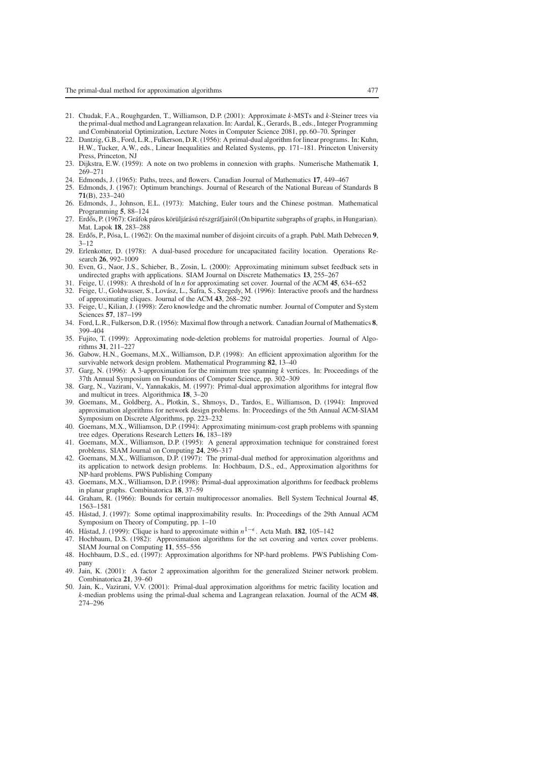21. Chudak, F.A., Roughgarden, T., Williamson, D.P. (2001): Approximate $k$-MSTs and $k$-Steiner trees via the primal-dual method and Lagrangean relaxation. In: Aardal, K., Gerards, B., eds., Integer Programming and Combinatorial Optimization, Lecture Notes in Computer Science 2081, pp. 60–70. Springer
22. Dantzig, G.B., Ford, L.R., Fulkerson, D.R. (1956): A primal-dual algorithm for linear programs. In: Kuhn, H.W., Tucker, A.W., eds., Linear Inequalities and Related Systems, pp. 171–181. Princeton University Press, Princeton, NJ
23. Dijkstra, E.W. (1959): A note on two problems in connexion with graphs. Numerische Mathematik **1**, 269–271
24. Edmonds, J. (1965): Paths, trees, and flowers. Canadian Journal of Mathematics **17**, 449–467
25. Edmonds, J. (1967): Optimum branchings. Journal of Research of the National Bureau of Standards B **71**(B), 233–240
26. Edmonds, J., Johnson, E.L. (1973): Matching, Euler tours and the Chinese postman. Mathematical Programming **5**, 88–124
27. Erdős, P. (1967): Gráfok páros körüljárású részgráfjairól (On bipartite subgraphs of graphs, in Hungarian). Mat. Lapok **18**, 283–288
28. Erdős, P., Pósa, L. (1962): On the maximal number of disjoint circuits of a graph. Publ. Math Debrecen **9**, 3–12
29. Erlenkotter, D. (1978): A dual-based procedure for uncapacitated facility location. Operations Research **26**, 992–1009
30. Even, G., Naor, J.S., Schieber, B., Zosin, L. (2000): Approximating minimum subset feedback sets in undirected graphs with applications. SIAM Journal on Discrete Mathematics **13**, 255–267
31. Feige, U. (1998): A threshold of $\ln n$ for approximating set cover. Journal of the ACM **45**, 634–652
32. Feige, U., Goldwasser, S., Lovász, L., Safra, S., Szegedy, M. (1996): Interactive proofs and the hardness of approximating cliques. Journal of the ACM **43**, 268–292
33. Feige, U., Kilian, J. (1998): Zero knowledge and the chromatic number. Journal of Computer and System Sciences **57**, 187–199
34. Ford, L.R., Fulkerson, D.R. (1956): Maximal flow through a network. Canadian Journal of Mathematics **8**, 399–404
35. Fujito, T. (1999): Approximating node-deletion problems for matroidal properties. Journal of Algorithms **31**, 211–227
36. Gabow, H.N., Goemans, M.X., Williamson, D.P. (1998): An efficient approximation algorithm for the survivable network design problem. Mathematical Programming **82**, 13–40
37. Garg, N. (1996): A 3-approximation for the minimum tree spanning $k$ vertices. In: Proceedings of the 37th Annual Symposium on Foundations of Computer Science, pp. 302–309
38. Garg, N., Vazirani, V., Yannakakis, M. (1997): Primal-dual approximation algorithms for integral flow and multicut in trees. Algorithmica **18**, 3–20
39. Goemans, M., Goldberg, A., Plotkin, S., Shmoys, D., Tardos, E., Williamson, D. (1994): Improved approximation algorithms for network design problems. In: Proceedings of the 5th Annual ACM-SIAM Symposium on Discrete Algorithms, pp. 223–232
40. Goemans, M.X., Williamson, D.P. (1994): Approximating minimum-cost graph problems with spanning tree edges. Operations Research Letters **16**, 183–189
41. Goemans, M.X., Williamson, D.P. (1995): A general approximation technique for constrained forest problems. SIAM Journal on Computing **24**, 296–317
42. Goemans, M.X., Williamson, D.P. (1997): The primal-dual method for approximation algorithms and its application to network design problems. In: Hochbaum, D.S., ed., Approximation algorithms for NP-hard problems. PWS Publishing Company
43. Goemans, M.X., Williamson, D.P. (1998): Primal-dual approximation algorithms for feedback problems in planar graphs. Combinatorica **18**, 37–59
44. Graham, R. (1966): Bounds for certain multiprocessor anomalies. Bell System Technical Journal **45**, 1563–1581
45. Håstad, J. (1997): Some optimal inapproximability results. In: Proceedings of the 29th Annual ACM Symposium on Theory of Computing, pp. 1–10
46. Håstad, J. (1999): Clique is hard to approximate within $n^{1-\epsilon}$. Acta Math. **182**, 105–142
47. Hochbaum, D.S. (1982): Approximation algorithms for the set covering and vertex cover problems. SIAM Journal on Computing **11**, 555–556
48. Hochbaum, D.S., ed. (1997): Approximation algorithms for NP-hard problems. PWS Publishing Company
49. Jain, K. (2001): A factor 2 approximation algorithm for the generalized Steiner network problem. Combinatorica **21**, 39–60
50. Jain, K., Vazirani, V.V. (2001): Primal-dual approximation algorithms for metric facility location and $k$-median problems using the primal-dual schema and Lagrangean relaxation. Journal of the ACM **48**, 274–296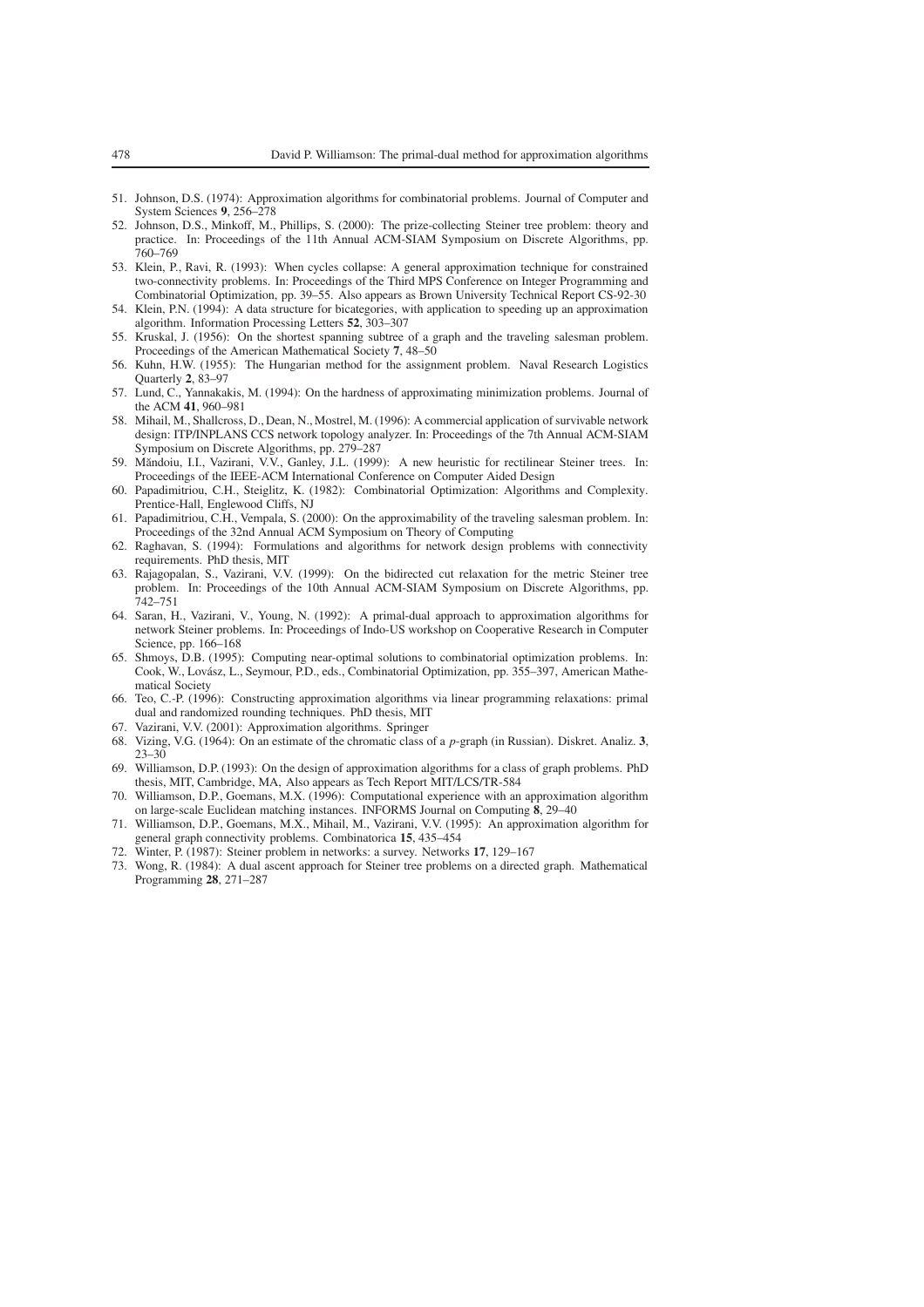51. Johnson, D.S. (1974): Approximation algorithms for combinatorial problems. Journal of Computer and System Sciences **9**, 256–278
52. Johnson, D.S., Minkoff, M., Phillips, S. (2000): The prize-collecting Steiner tree problem: theory and practice. In: Proceedings of the 11th Annual ACM-SIAM Symposium on Discrete Algorithms, pp. 760–769
53. Klein, P., Ravi, R. (1993): When cycles collapse: A general approximation technique for constrained two-connectivity problems. In: Proceedings of the Third MPS Conference on Integer Programming and Combinatorial Optimization, pp. 39–55. Also appears as Brown University Technical Report CS-92-30
54. Klein, P.N. (1994): A data structure for bicategories, with application to speeding up an approximation algorithm. Information Processing Letters **52**, 303–307
55. Kruskal, J. (1956): On the shortest spanning subtree of a graph and the traveling salesman problem. Proceedings of the American Mathematical Society **7**, 48–50
56. Kuhn, H.W. (1955): The Hungarian method for the assignment problem. Naval Research Logistics Quarterly **2**, 83–97
57. Lund, C., Yannakakis, M. (1994): On the hardness of approximating minimization problems. Journal of the ACM **41**, 960–981
58. Mihail, M., Shallcross, D., Dean, N., Mostrel, M. (1996): A commercial application of survivable network design: ITP/INPLANS CCS network topology analyzer. In: Proceedings of the 7th Annual ACM-SIAM Symposium on Discrete Algorithms, pp. 279–287
59. Măndoiu, I.I., Vazirani, V.V., Ganley, J.L. (1999): A new heuristic for rectilinear Steiner trees. In: Proceedings of the IEEE-ACM International Conference on Computer Aided Design
60. Papadimitriou, C.H., Steiglitz, K. (1982): Combinatorial Optimization: Algorithms and Complexity. Prentice-Hall, Englewood Cliffs, NJ
61. Papadimitriou, C.H., Vempala, S. (2000): On the approximability of the traveling salesman problem. In: Proceedings of the 32nd Annual ACM Symposium on Theory of Computing
62. Raghavan, S. (1994): Formulations and algorithms for network design problems with connectivity requirements. PhD thesis, MIT
63. Rajagopalan, S., Vazirani, V.V. (1999): On the bidirected cut relaxation for the metric Steiner tree problem. In: Proceedings of the 10th Annual ACM-SIAM Symposium on Discrete Algorithms, pp. 742–751
64. Saran, H., Vazirani, V., Young, N. (1992): A primal-dual approach to approximation algorithms for network Steiner problems. In: Proceedings of Indo-US workshop on Cooperative Research in Computer Science, pp. 166–168
65. Shmoys, D.B. (1995): Computing near-optimal solutions to combinatorial optimization problems. In: Cook, W., Lovász, L., Seymour, P.D., eds., Combinatorial Optimization, pp. 355–397, American Mathematical Society
66. Teo, C.-P. (1996): Constructing approximation algorithms via linear programming relaxations: primal dual and randomized rounding techniques. PhD thesis, MIT
67. Vazirani, V.V. (2001): Approximation algorithms. Springer
68. Vizing, V.G. (1964): On an estimate of the chromatic class of a $p$-graph (in Russian). Diskret. Analiz. **3**, 23–30
69. Williamson, D.P. (1993): On the design of approximation algorithms for a class of graph problems. PhD thesis, MIT, Cambridge, MA, Also appears as Tech Report MIT/LCS/TR-584
70. Williamson, D.P., Goemans, M.X. (1996): Computational experience with an approximation algorithm on large-scale Euclidean matching instances. INFORMS Journal on Computing **8**, 29–40
71. Williamson, D.P., Goemans, M.X., Mihail, M., Vazirani, V.V. (1995): An approximation algorithm for general graph connectivity problems. Combinatorica **15**, 435–454
72. Winter, P. (1987): Steiner problem in networks: a survey. Networks **17**, 129–167
73. Wong, R. (1984): A dual ascent approach for Steiner tree problems on a directed graph. Mathematical Programming **28**, 271–287